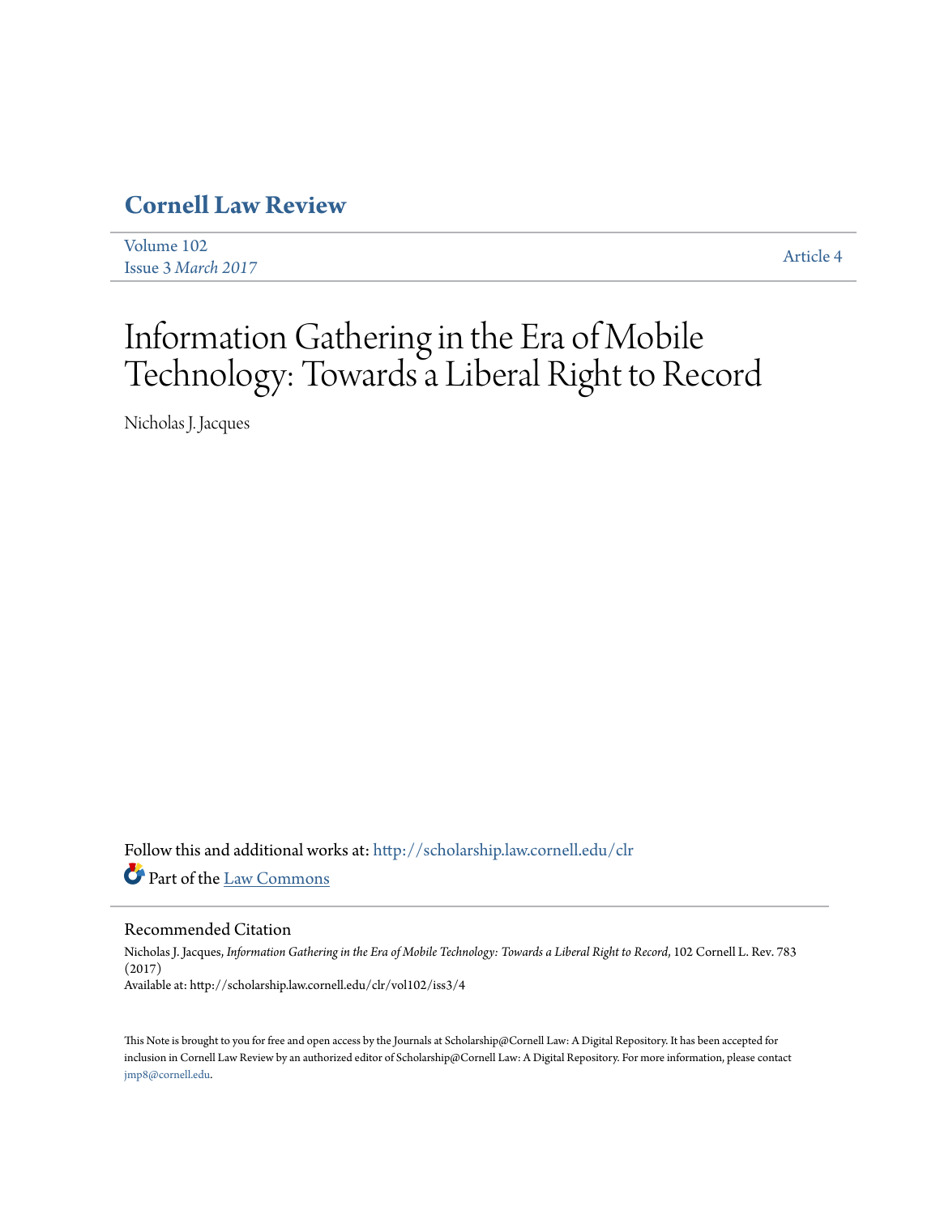# Cornell Law Review

Volume 102
Issue 3 *March 2017*

Article 4

# Information Gathering in the Era of Mobile Technology: Towards a Liberal Right to Record

Nicholas J. Jacques

Follow this and additional works at: http://scholarship.law.cornell.edu/clr

Part of the Law Commons

## Recommended Citation

Nicholas J. Jacques, *Information Gathering in the Era of Mobile Technology: Towards a Liberal Right to Record*, 102 Cornell L. Rev. 783 (2017)
Available at: http://scholarship.law.cornell.edu/clr/vol102/iss3/4

This Note is brought to you for free and open access by the Journals at Scholarship@Cornell Law: A Digital Repository. It has been accepted for inclusion in Cornell Law Review by an authorized editor of Scholarship@Cornell Law: A Digital Repository. For more information, please contact jmp8@cornell.edu.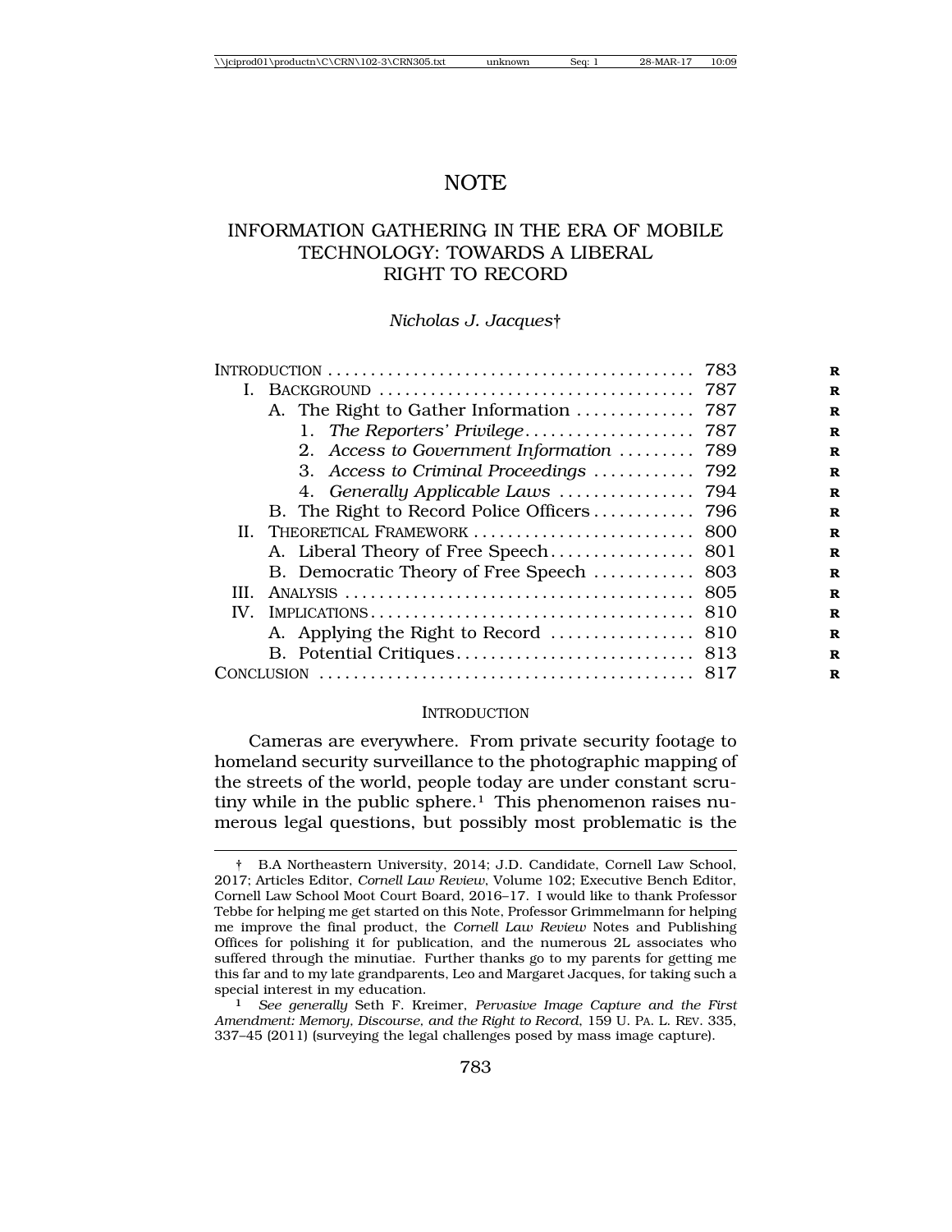# NOTE

## INFORMATION GATHERING IN THE ERA OF MOBILE TECHNOLOGY: TOWARDS A LIBERAL RIGHT TO RECORD

*Nicholas J. Jacques*†

| | |
|---|---|
| INTRODUCTION | 783 |
| I. BACKGROUND | 787 |
| A. The Right to Gather Information | 787 |
| 1. *The Reporters' Privilege* | 787 |
| 2. *Access to Government Information* | 789 |
| 3. *Access to Criminal Proceedings* | 792 |
| 4. *Generally Applicable Laws* | 794 |
| B. The Right to Record Police Officers | 796 |
| II. THEORETICAL FRAMEWORK | 800 |
| A. Liberal Theory of Free Speech | 801 |
| B. Democratic Theory of Free Speech | 803 |
| III. ANALYSIS | 805 |
| IV. IMPLICATIONS | 810 |
| A. Applying the Right to Record | 810 |
| B. Potential Critiques | 813 |
| CONCLUSION | 817 |

### INTRODUCTION

Cameras are everywhere. From private security footage to homeland security surveillance to the photographic mapping of the streets of the world, people today are under constant scrutiny while in the public sphere.[1] This phenomenon raises numerous legal questions, but possibly most problematic is the

† B.A Northeastern University, 2014; J.D. Candidate, Cornell Law School, 2017; Articles Editor, *Cornell Law Review*, Volume 102; Executive Bench Editor, Cornell Law School Moot Court Board, 2016–17. I would like to thank Professor Tebbe for helping me get started on this Note, Professor Grimmelmann for helping me improve the final product, the *Cornell Law Review* Notes and Publishing Offices for polishing it for publication, and the numerous 2L associates who suffered through the minutiae. Further thanks go to my parents for getting me this far and to my late grandparents, Leo and Margaret Jacques, for taking such a special interest in my education.

[1] *See generally* Seth F. Kreimer, *Pervasive Image Capture and the First Amendment: Memory, Discourse, and the Right to Record*, 159 U. PA. L. REV. 335, 337–45 (2011) (surveying the legal challenges posed by mass image capture).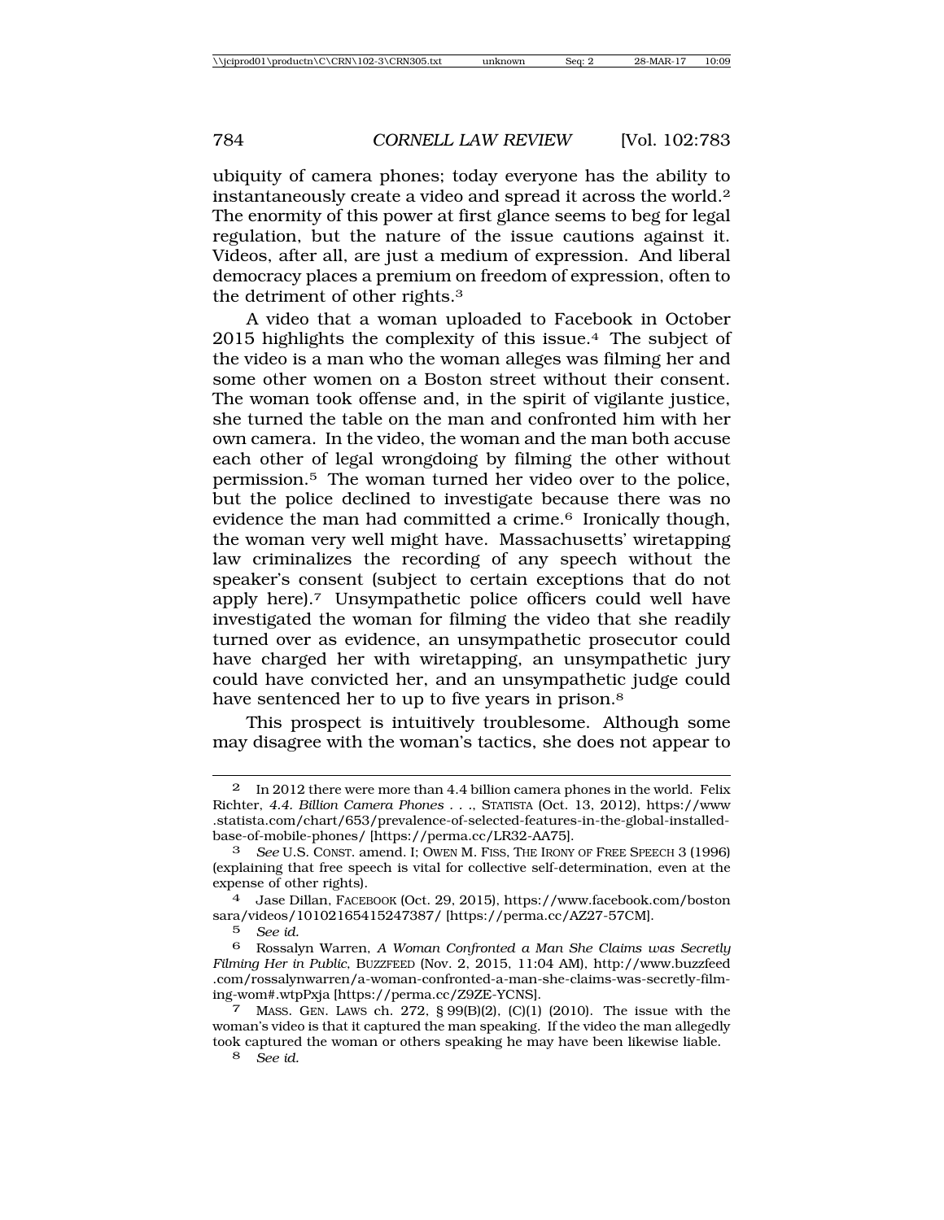ubiquity of camera phones; today everyone has the ability to instantaneously create a video and spread it across the world.[2] The enormity of this power at first glance seems to beg for legal regulation, but the nature of the issue cautions against it. Videos, after all, are just a medium of expression. And liberal democracy places a premium on freedom of expression, often to the detriment of other rights.[3]

A video that a woman uploaded to Facebook in October 2015 highlights the complexity of this issue.[4] The subject of the video is a man who the woman alleges was filming her and some other women on a Boston street without their consent. The woman took offense and, in the spirit of vigilante justice, she turned the table on the man and confronted him with her own camera. In the video, the woman and the man both accuse each other of legal wrongdoing by filming the other without permission.[5] The woman turned her video over to the police, but the police declined to investigate because there was no evidence the man had committed a crime.[6] Ironically though, the woman very well might have. Massachusetts' wiretapping law criminalizes the recording of any speech without the speaker's consent (subject to certain exceptions that do not apply here).[7] Unsympathetic police officers could well have investigated the woman for filming the video that she readily turned over as evidence, an unsympathetic prosecutor could have charged her with wiretapping, an unsympathetic jury could have convicted her, and an unsympathetic judge could have sentenced her to up to five years in prison.[8]

This prospect is intuitively troublesome. Although some may disagree with the woman's tactics, she does not appear to

---

[2] In 2012 there were more than 4.4 billion camera phones in the world. Felix Richter, *4.4. Billion Camera Phones . . .*, STATISTA (Oct. 13, 2012), https://www.statista.com/chart/653/prevalence-of-selected-features-in-the-global-installed-base-of-mobile-phones/ [https://perma.cc/LR32-AA75].

[3] *See* U.S. CONST. amend. I; OWEN M. FISS, THE IRONY OF FREE SPEECH 3 (1996) (explaining that free speech is vital for collective self-determination, even at the expense of other rights).

[4] Jase Dillan, FACEBOOK (Oct. 29, 2015), https://www.facebook.com/bostonsara/videos/10102165415247387/ [https://perma.cc/AZ27-57CM].

[5] *See id.*

[6] Rossalyn Warren, *A Woman Confronted a Man She Claims was Secretly Filming Her in Public*, BUZZFEED (Nov. 2, 2015, 11:04 AM), http://www.buzzfeed.com/rossalynwarren/a-woman-confronted-a-man-she-claims-was-secretly-filming-wom#.wtpPxja [https://perma.cc/Z9ZE-YCNS].

[7] MASS. GEN. LAWS ch. 272, § 99(B)(2), (C)(1) (2010). The issue with the woman's video is that it captured the man speaking. If the video the man allegedly took captured the woman or others speaking he may have been likewise liable.

[8] *See id.*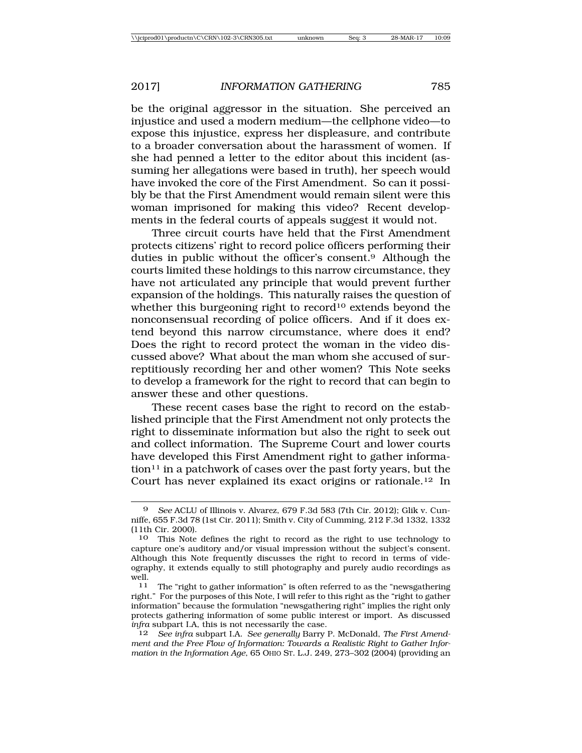be the original aggressor in the situation. She perceived an injustice and used a modern medium—the cellphone video—to expose this injustice, express her displeasure, and contribute to a broader conversation about the harassment of women. If she had penned a letter to the editor about this incident (assuming her allegations were based in truth), her speech would have invoked the core of the First Amendment. So can it possibly be that the First Amendment would remain silent were this woman imprisoned for making this video? Recent developments in the federal courts of appeals suggest it would not.

Three circuit courts have held that the First Amendment protects citizens' right to record police officers performing their duties in public without the officer's consent.[9] Although the courts limited these holdings to this narrow circumstance, they have not articulated any principle that would prevent further expansion of the holdings. This naturally raises the question of whether this burgeoning right to record[10] extends beyond the nonconsensual recording of police officers. And if it does extend beyond this narrow circumstance, where does it end? Does the right to record protect the woman in the video discussed above? What about the man whom she accused of surreptitiously recording her and other women? This Note seeks to develop a framework for the right to record that can begin to answer these and other questions.

These recent cases base the right to record on the established principle that the First Amendment not only protects the right to disseminate information but also the right to seek out and collect information. The Supreme Court and lower courts have developed this First Amendment right to gather information[11] in a patchwork of cases over the past forty years, but the Court has never explained its exact origins or rationale.[12] In

---

[9] *See* ACLU of Illinois v. Alvarez, 679 F.3d 583 (7th Cir. 2012); Glik v. Cunniffe, 655 F.3d 78 (1st Cir. 2011); Smith v. City of Cumming, 212 F.3d 1332, 1332 (11th Cir. 2000).

[10] This Note defines the right to record as the right to use technology to capture one's auditory and/or visual impression without the subject's consent. Although this Note frequently discusses the right to record in terms of videography, it extends equally to still photography and purely audio recordings as well.

[11] The "right to gather information" is often referred to as the "newsgathering right." For the purposes of this Note, I will refer to this right as the "right to gather information" because the formulation "newsgathering right" implies the right only protects gathering information of some public interest or import. As discussed *infra* subpart I.A, this is not necessarily the case.

[12] *See infra* subpart I.A. *See generally* Barry P. McDonald, *The First Amendment and the Free Flow of Information: Towards a Realistic Right to Gather Information in the Information Age*, 65 OHIO ST. L.J. 249, 273–302 (2004) (providing an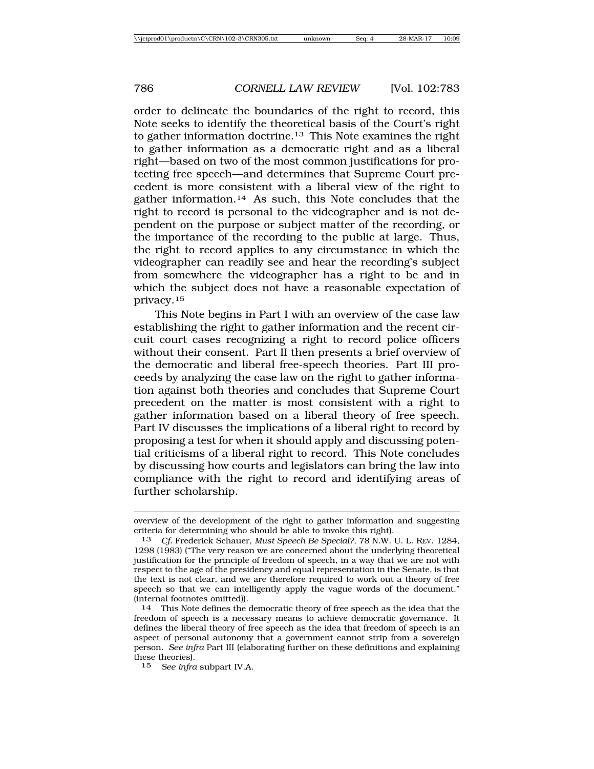order to delineate the boundaries of the right to record, this Note seeks to identify the theoretical basis of the Court's right to gather information doctrine.[13] This Note examines the right to gather information as a democratic right and as a liberal right—based on two of the most common justifications for protecting free speech—and determines that Supreme Court precedent is more consistent with a liberal view of the right to gather information.[14] As such, this Note concludes that the right to record is personal to the videographer and is not dependent on the purpose or subject matter of the recording, or the importance of the recording to the public at large. Thus, the right to record applies to any circumstance in which the videographer can readily see and hear the recording's subject from somewhere the videographer has a right to be and in which the subject does not have a reasonable expectation of privacy.[15]

This Note begins in Part I with an overview of the case law establishing the right to gather information and the recent circuit court cases recognizing a right to record police officers without their consent. Part II then presents a brief overview of the democratic and liberal free-speech theories. Part III proceeds by analyzing the case law on the right to gather information against both theories and concludes that Supreme Court precedent on the matter is most consistent with a right to gather information based on a liberal theory of free speech. Part IV discusses the implications of a liberal right to record by proposing a test for when it should apply and discussing potential criticisms of a liberal right to record. This Note concludes by discussing how courts and legislators can bring the law into compliance with the right to record and identifying areas of further scholarship.

---

overview of the development of the right to gather information and suggesting criteria for determining who should be able to invoke this right).

[13] *Cf.* Frederick Schauer, *Must Speech Be Special?*, 78 N.W. U. L. REV. 1284, 1298 (1983) ("The very reason we are concerned about the underlying theoretical justification for the principle of freedom of speech, in a way that we are not with respect to the age of the presidency and equal representation in the Senate, is that the text is not clear, and we are therefore required to work out a theory of free speech so that we can intelligently apply the vague words of the document." (internal footnotes omitted)).

[14] This Note defines the democratic theory of free speech as the idea that the freedom of speech is a necessary means to achieve democratic governance. It defines the liberal theory of free speech as the idea that freedom of speech is an aspect of personal autonomy that a government cannot strip from a sovereign person. *See infra* Part III (elaborating further on these definitions and explaining these theories).

[15] *See infra* subpart IV.A.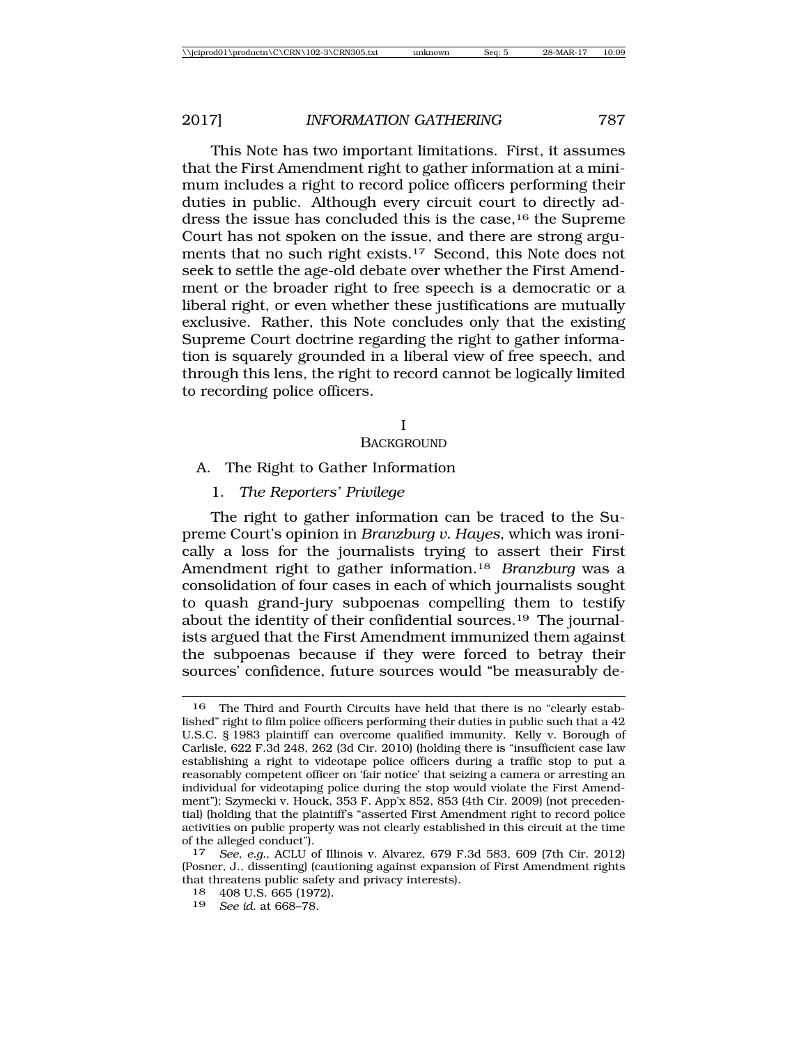This Note has two important limitations. First, it assumes that the First Amendment right to gather information at a minimum includes a right to record police officers performing their duties in public. Although every circuit court to directly address the issue has concluded this is the case,[16] the Supreme Court has not spoken on the issue, and there are strong arguments that no such right exists.[17] Second, this Note does not seek to settle the age-old debate over whether the First Amendment or the broader right to free speech is a democratic or a liberal right, or even whether these justifications are mutually exclusive. Rather, this Note concludes only that the existing Supreme Court doctrine regarding the right to gather information is squarely grounded in a liberal view of free speech, and through this lens, the right to record cannot be logically limited to recording police officers.

# I
# BACKGROUND

## A. The Right to Gather Information

### 1. *The Reporters' Privilege*

The right to gather information can be traced to the Supreme Court's opinion in *Branzburg v. Hayes*, which was ironically a loss for the journalists trying to assert their First Amendment right to gather information.[18] *Branzburg* was a consolidation of four cases in each of which journalists sought to quash grand-jury subpoenas compelling them to testify about the identity of their confidential sources.[19] The journalists argued that the First Amendment immunized them against the subpoenas because if they were forced to betray their sources' confidence, future sources would "be measurably de-

---

16 The Third and Fourth Circuits have held that there is no "clearly established" right to film police officers performing their duties in public such that a 42 U.S.C. § 1983 plaintiff can overcome qualified immunity. Kelly v. Borough of Carlisle, 622 F.3d 248, 262 (3d Cir. 2010) (holding there is "insufficient case law establishing a right to videotape police officers during a traffic stop to put a reasonably competent officer on 'fair notice' that seizing a camera or arresting an individual for videotaping police during the stop would violate the First Amendment"); Szymecki v. Houck, 353 F. App'x 852, 853 (4th Cir. 2009) (not precedential) (holding that the plaintiff's "asserted First Amendment right to record police activities on public property was not clearly established in this circuit at the time of the alleged conduct").

17 *See, e.g.*, ACLU of Illinois v. Alvarez, 679 F.3d 583, 609 (7th Cir. 2012) (Posner, J., dissenting) (cautioning against expansion of First Amendment rights that threatens public safety and privacy interests).

18 408 U.S. 665 (1972).

19 *See id.* at 668–78.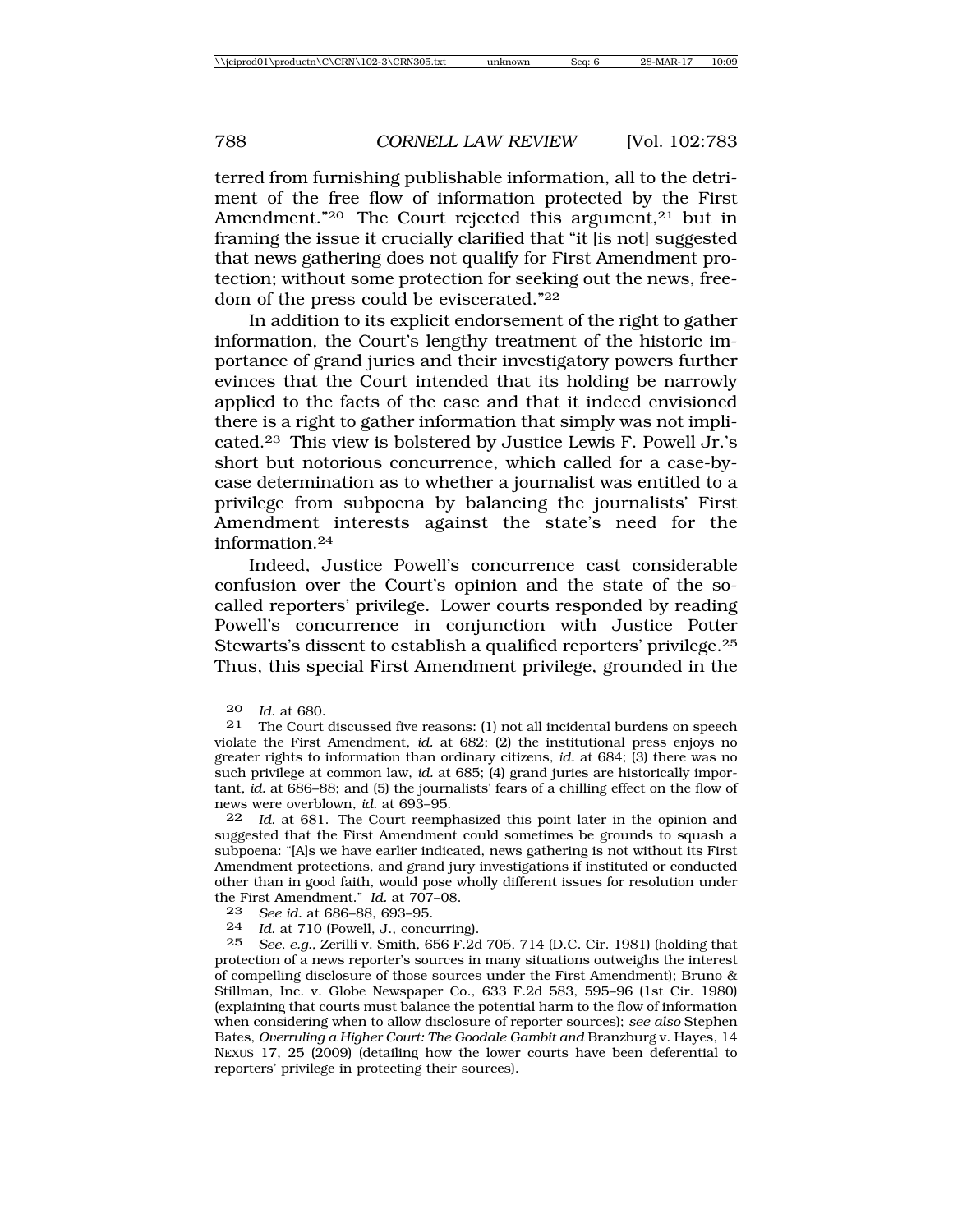terred from furnishing publishable information, all to the detriment of the free flow of information protected by the First Amendment."[20] The Court rejected this argument,[21] but in framing the issue it crucially clarified that "it [is not] suggested that news gathering does not qualify for First Amendment protection; without some protection for seeking out the news, freedom of the press could be eviscerated."[22]

In addition to its explicit endorsement of the right to gather information, the Court's lengthy treatment of the historic importance of grand juries and their investigatory powers further evinces that the Court intended that its holding be narrowly applied to the facts of the case and that it indeed envisioned there is a right to gather information that simply was not implicated.[23] This view is bolstered by Justice Lewis F. Powell Jr.'s short but notorious concurrence, which called for a case-by-case determination as to whether a journalist was entitled to a privilege from subpoena by balancing the journalists' First Amendment interests against the state's need for the information.[24]

Indeed, Justice Powell's concurrence cast considerable confusion over the Court's opinion and the state of the so-called reporters' privilege. Lower courts responded by reading Powell's concurrence in conjunction with Justice Potter Stewarts's dissent to establish a qualified reporters' privilege.[25] Thus, this special First Amendment privilege, grounded in the

---

20 *Id.* at 680.

21 The Court discussed five reasons: (1) not all incidental burdens on speech violate the First Amendment, *id.* at 682; (2) the institutional press enjoys no greater rights to information than ordinary citizens, *id.* at 684; (3) there was no such privilege at common law, *id.* at 685; (4) grand juries are historically important, *id.* at 686–88; and (5) the journalists' fears of a chilling effect on the flow of news were overblown, *id.* at 693–95.

22 *Id.* at 681. The Court reemphasized this point later in the opinion and suggested that the First Amendment could sometimes be grounds to squash a subpoena: "[A]s we have earlier indicated, news gathering is not without its First Amendment protections, and grand jury investigations if instituted or conducted other than in good faith, would pose wholly different issues for resolution under the First Amendment." *Id.* at 707–08.

23 *See id.* at 686–88, 693–95.

24 *Id.* at 710 (Powell, J., concurring).

25 *See, e.g.*, Zerilli v. Smith, 656 F.2d 705, 714 (D.C. Cir. 1981) (holding that protection of a news reporter's sources in many situations outweighs the interest of compelling disclosure of those sources under the First Amendment); Bruno & Stillman, Inc. v. Globe Newspaper Co., 633 F.2d 583, 595–96 (1st Cir. 1980) (explaining that courts must balance the potential harm to the flow of information when considering when to allow disclosure of reporter sources); *see also* Stephen Bates, *Overruling a Higher Court: The Goodale Gambit and* Branzburg v. Hayes, 14 NEXUS 17, 25 (2009) (detailing how the lower courts have been deferential to reporters' privilege in protecting their sources).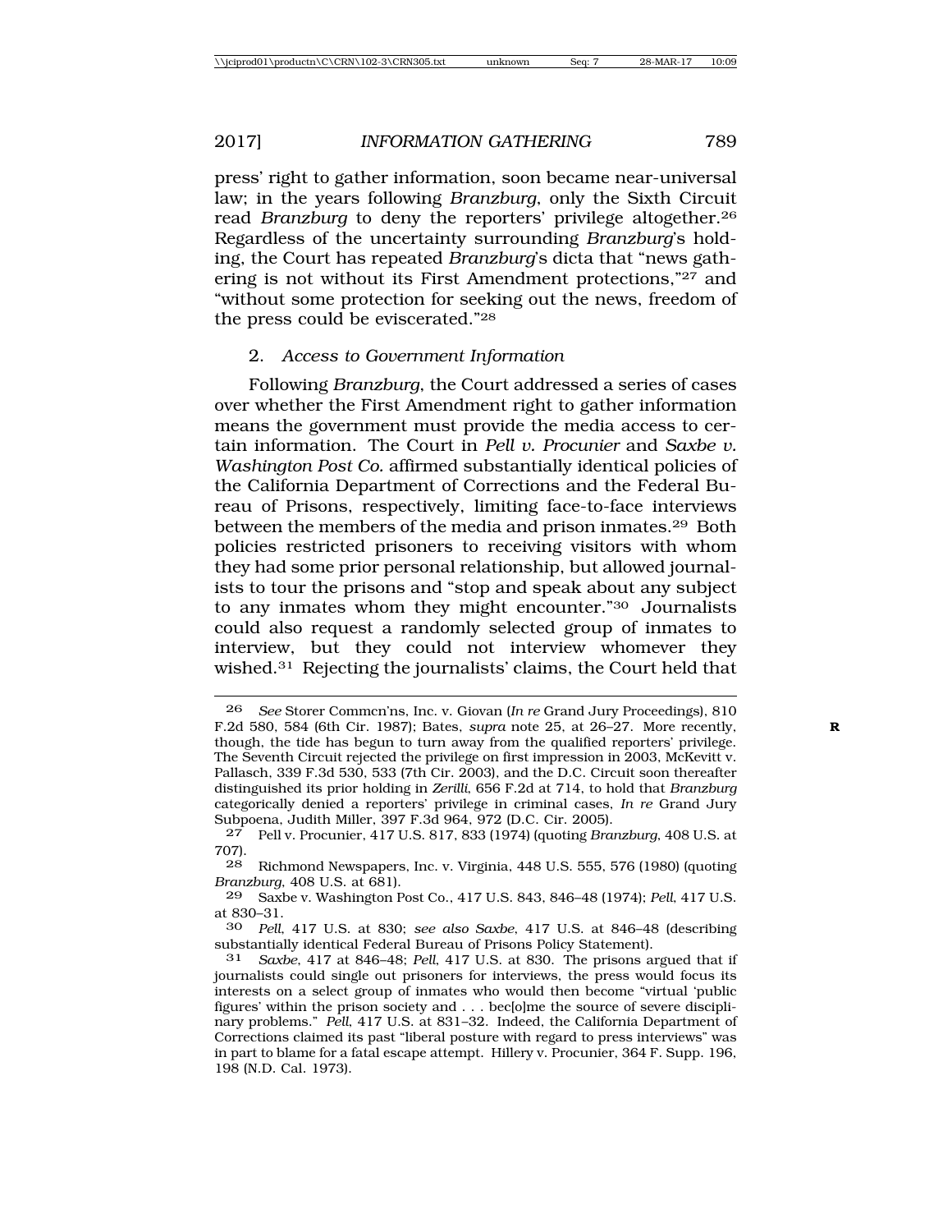press' right to gather information, soon became near-universal law; in the years following *Branzburg*, only the Sixth Circuit read *Branzburg* to deny the reporters' privilege altogether.[26] Regardless of the uncertainty surrounding *Branzburg*'s holding, the Court has repeated *Branzburg*'s dicta that "news gathering is not without its First Amendment protections,"[27] and "without some protection for seeking out the news, freedom of the press could be eviscerated."[28]

### 2. *Access to Government Information*

Following *Branzburg*, the Court addressed a series of cases over whether the First Amendment right to gather information means the government must provide the media access to certain information. The Court in *Pell v. Procunier* and *Saxbe v. Washington Post Co.* affirmed substantially identical policies of the California Department of Corrections and the Federal Bureau of Prisons, respectively, limiting face-to-face interviews between the members of the media and prison inmates.[29] Both policies restricted prisoners to receiving visitors with whom they had some prior personal relationship, but allowed journalists to tour the prisons and "stop and speak about any subject to any inmates whom they might encounter."[30] Journalists could also request a randomly selected group of inmates to interview, but they could not interview whomever they wished.[31] Rejecting the journalists' claims, the Court held that

---

26 *See* Storer Commcn'ns, Inc. v. Giovan (*In re* Grand Jury Proceedings), 810 F.2d 580, 584 (6th Cir. 1987); Bates, *supra* note 25, at 26–27. More recently, though, the tide has begun to turn away from the qualified reporters' privilege. The Seventh Circuit rejected the privilege on first impression in 2003, McKevitt v. Pallasch, 339 F.3d 530, 533 (7th Cir. 2003), and the D.C. Circuit soon thereafter distinguished its prior holding in *Zerilli*, 656 F.2d at 714, to hold that *Branzburg* categorically denied a reporters' privilege in criminal cases, *In re* Grand Jury Subpoena, Judith Miller, 397 F.3d 964, 972 (D.C. Cir. 2005).

27 Pell v. Procunier, 417 U.S. 817, 833 (1974) (quoting *Branzburg*, 408 U.S. at 707).

28 Richmond Newspapers, Inc. v. Virginia, 448 U.S. 555, 576 (1980) (quoting *Branzburg*, 408 U.S. at 681).

29 Saxbe v. Washington Post Co., 417 U.S. 843, 846–48 (1974); *Pell*, 417 U.S. at 830–31.

30 *Pell*, 417 U.S. at 830; *see also Saxbe*, 417 U.S. at 846–48 (describing substantially identical Federal Bureau of Prisons Policy Statement).

31 *Saxbe*, 417 at 846–48; *Pell*, 417 U.S. at 830. The prisons argued that if journalists could single out prisoners for interviews, the press would focus its interests on a select group of inmates who would then become "virtual 'public figures' within the prison society and . . . bec[o]me the source of severe disciplinary problems." *Pell*, 417 U.S. at 831–32. Indeed, the California Department of Corrections claimed its past "liberal posture with regard to press interviews" was in part to blame for a fatal escape attempt. Hillery v. Procunier, 364 F. Supp. 196, 198 (N.D. Cal. 1973).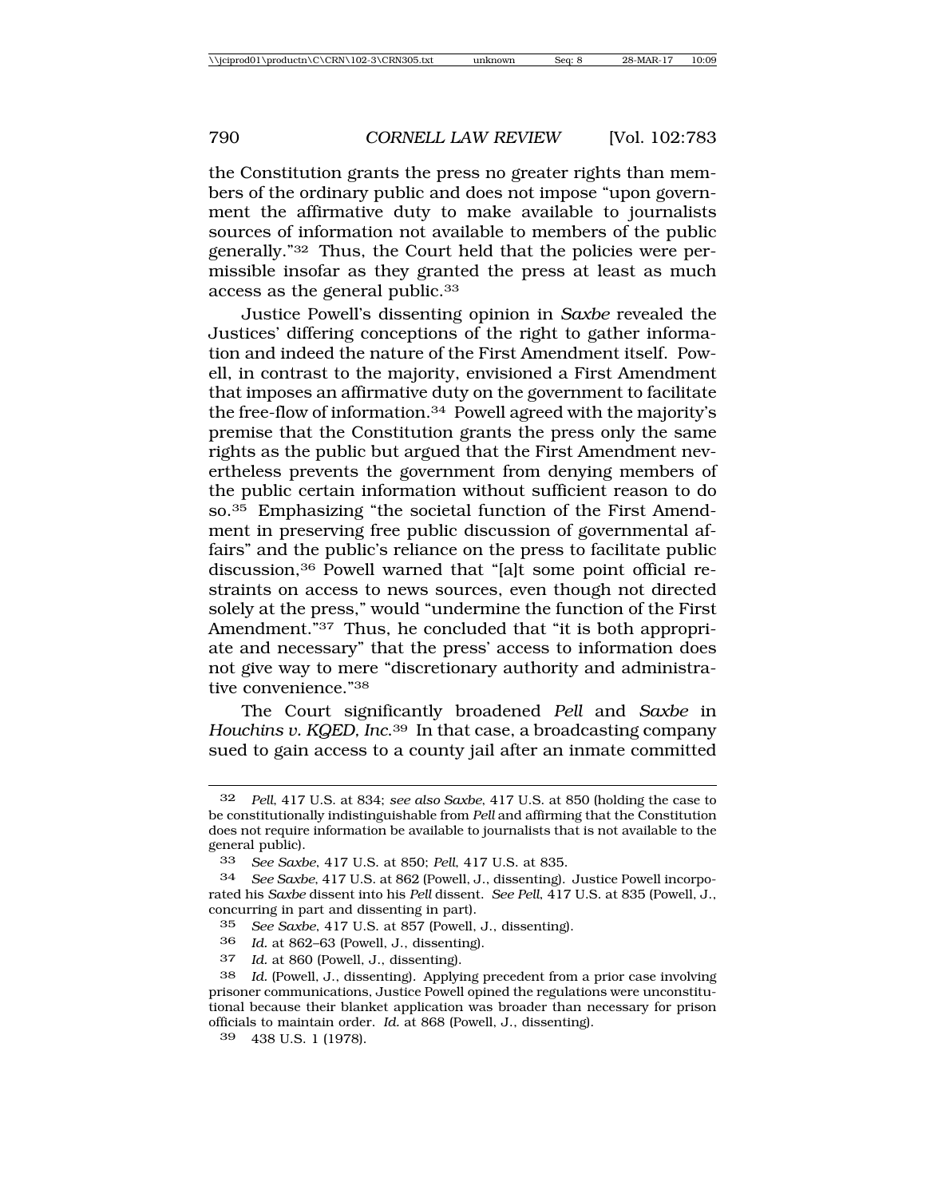the Constitution grants the press no greater rights than members of the ordinary public and does not impose "upon government the affirmative duty to make available to journalists sources of information not available to members of the public generally."[32] Thus, the Court held that the policies were permissible insofar as they granted the press at least as much access as the general public.[33]

Justice Powell's dissenting opinion in *Saxbe* revealed the Justices' differing conceptions of the right to gather information and indeed the nature of the First Amendment itself. Powell, in contrast to the majority, envisioned a First Amendment that imposes an affirmative duty on the government to facilitate the free-flow of information.[34] Powell agreed with the majority's premise that the Constitution grants the press only the same rights as the public but argued that the First Amendment nevertheless prevents the government from denying members of the public certain information without sufficient reason to do so.[35] Emphasizing "the societal function of the First Amendment in preserving free public discussion of governmental affairs" and the public's reliance on the press to facilitate public discussion,[36] Powell warned that "[a]t some point official restraints on access to news sources, even though not directed solely at the press," would "undermine the function of the First Amendment."[37] Thus, he concluded that "it is both appropriate and necessary" that the press' access to information does not give way to mere "discretionary authority and administrative convenience."[38]

The Court significantly broadened *Pell* and *Saxbe* in *Houchins v. KQED, Inc.*[39] In that case, a broadcasting company sued to gain access to a county jail after an inmate committed

---

32 *Pell*, 417 U.S. at 834; *see also Saxbe*, 417 U.S. at 850 (holding the case to be constitutionally indistinguishable from *Pell* and affirming that the Constitution does not require information be available to journalists that is not available to the general public).

33 *See Saxbe*, 417 U.S. at 850; *Pell*, 417 U.S. at 835.

34 *See Saxbe*, 417 U.S. at 862 (Powell, J., dissenting). Justice Powell incorporated his *Saxbe* dissent into his *Pell* dissent. *See Pell*, 417 U.S. at 835 (Powell, J., concurring in part and dissenting in part).

35 *See Saxbe*, 417 U.S. at 857 (Powell, J., dissenting).

36 *Id.* at 862–63 (Powell, J., dissenting).

37 *Id.* at 860 (Powell, J., dissenting).

38 *Id.* (Powell, J., dissenting). Applying precedent from a prior case involving prisoner communications, Justice Powell opined the regulations were unconstitutional because their blanket application was broader than necessary for prison officials to maintain order. *Id.* at 868 (Powell, J., dissenting).

39 438 U.S. 1 (1978).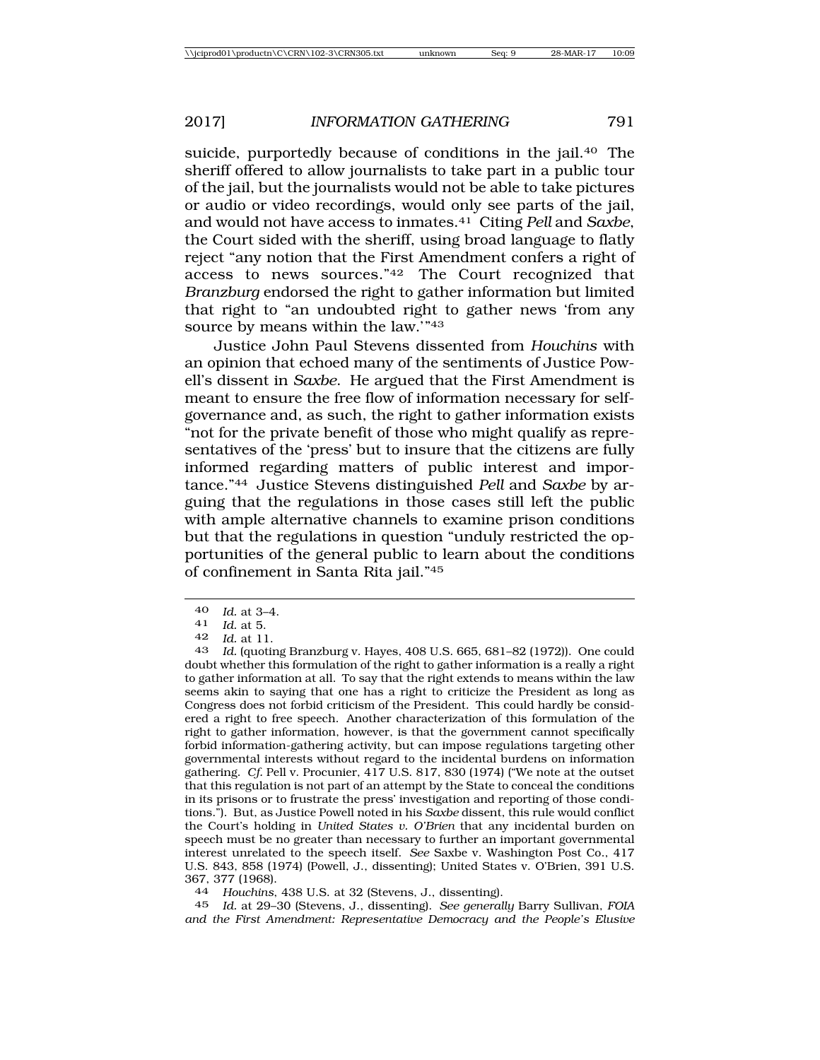suicide, purportedly because of conditions in the jail.[40] The sheriff offered to allow journalists to take part in a public tour of the jail, but the journalists would not be able to take pictures or audio or video recordings, would only see parts of the jail, and would not have access to inmates.[41] Citing *Pell* and *Saxbe*, the Court sided with the sheriff, using broad language to flatly reject "any notion that the First Amendment confers a right of access to news sources."[42] The Court recognized that *Branzburg* endorsed the right to gather information but limited that right to "an undoubted right to gather news 'from any source by means within the law.'"[43]

Justice John Paul Stevens dissented from *Houchins* with an opinion that echoed many of the sentiments of Justice Powell's dissent in *Saxbe*. He argued that the First Amendment is meant to ensure the free flow of information necessary for self-governance and, as such, the right to gather information exists "not for the private benefit of those who might qualify as representatives of the 'press' but to insure that the citizens are fully informed regarding matters of public interest and importance."[44] Justice Stevens distinguished *Pell* and *Saxbe* by arguing that the regulations in those cases still left the public with ample alternative channels to examine prison conditions but that the regulations in question "unduly restricted the opportunities of the general public to learn about the conditions of confinement in Santa Rita jail."[45]

---

40 *Id.* at 3–4.

41 *Id.* at 5.

42 *Id.* at 11.

43 *Id.* (quoting Branzburg v. Hayes, 408 U.S. 665, 681–82 (1972)). One could doubt whether this formulation of the right to gather information is a really a right to gather information at all. To say that the right extends to means within the law seems akin to saying that one has a right to criticize the President as long as Congress does not forbid criticism of the President. This could hardly be considered a right to free speech. Another characterization of this formulation of the right to gather information, however, is that the government cannot specifically forbid information-gathering activity, but can impose regulations targeting other governmental interests without regard to the incidental burdens on information gathering. *Cf.* Pell v. Procunier, 417 U.S. 817, 830 (1974) ("We note at the outset that this regulation is not part of an attempt by the State to conceal the conditions in its prisons or to frustrate the press' investigation and reporting of those conditions."). But, as Justice Powell noted in his *Saxbe* dissent, this rule would conflict the Court's holding in *United States v. O'Brien* that any incidental burden on speech must be no greater than necessary to further an important governmental interest unrelated to the speech itself. *See* Saxbe v. Washington Post Co., 417 U.S. 843, 858 (1974) (Powell, J., dissenting); United States v. O'Brien, 391 U.S. 367, 377 (1968).

44 *Houchins*, 438 U.S. at 32 (Stevens, J., dissenting).

45 *Id.* at 29–30 (Stevens, J., dissenting). *See generally* Barry Sullivan, *FOIA and the First Amendment: Representative Democracy and the People's Elusive*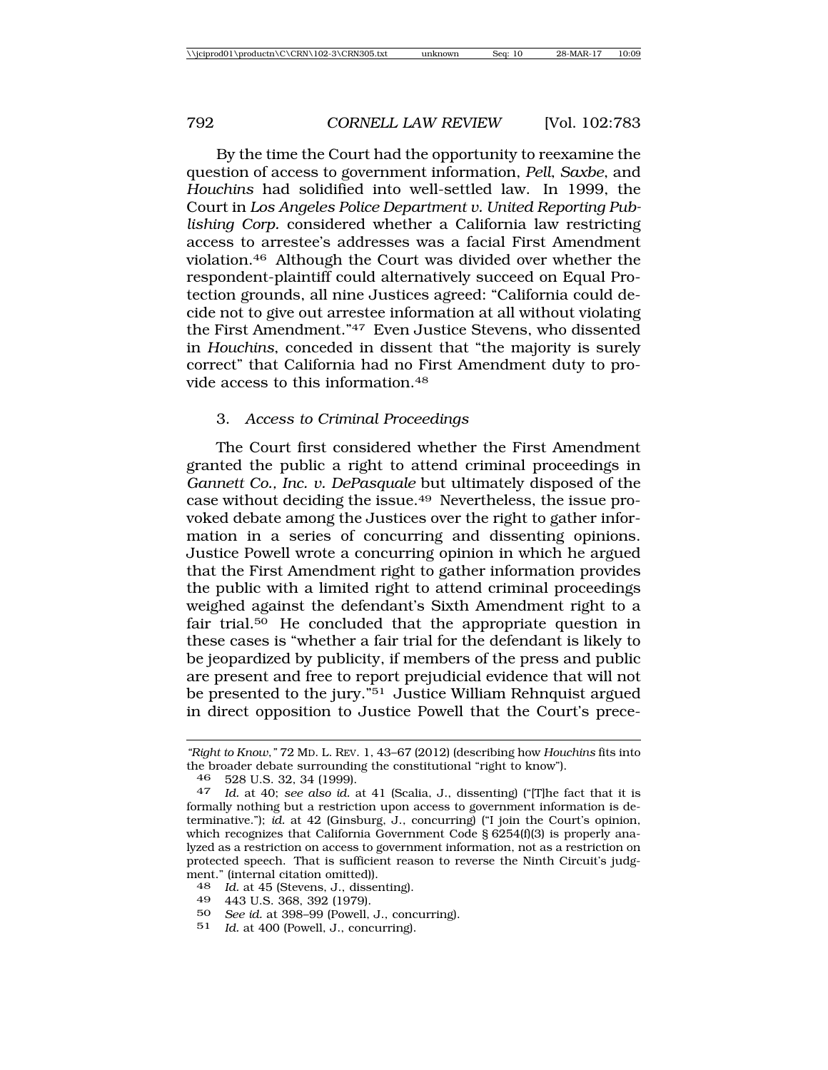By the time the Court had the opportunity to reexamine the question of access to government information, *Pell*, *Saxbe*, and *Houchins* had solidified into well-settled law. In 1999, the Court in *Los Angeles Police Department v. United Reporting Publishing Corp.* considered whether a California law restricting access to arrestee's addresses was a facial First Amendment violation.[46] Although the Court was divided over whether the respondent-plaintiff could alternatively succeed on Equal Protection grounds, all nine Justices agreed: "California could decide not to give out arrestee information at all without violating the First Amendment."[47] Even Justice Stevens, who dissented in *Houchins*, conceded in dissent that "the majority is surely correct" that California had no First Amendment duty to provide access to this information.[48]

### 3. *Access to Criminal Proceedings*

The Court first considered whether the First Amendment granted the public a right to attend criminal proceedings in *Gannett Co., Inc. v. DePasquale* but ultimately disposed of the case without deciding the issue.[49] Nevertheless, the issue provoked debate among the Justices over the right to gather information in a series of concurring and dissenting opinions. Justice Powell wrote a concurring opinion in which he argued that the First Amendment right to gather information provides the public with a limited right to attend criminal proceedings weighed against the defendant's Sixth Amendment right to a fair trial.[50] He concluded that the appropriate question in these cases is "whether a fair trial for the defendant is likely to be jeopardized by publicity, if members of the press and public are present and free to report prejudicial evidence that will not be presented to the jury."[51] Justice William Rehnquist argued in direct opposition to Justice Powell that the Court's prece-

---

*"Right to Know,"* 72 MD. L. REV. 1, 43–67 (2012) (describing how *Houchins* fits into the broader debate surrounding the constitutional "right to know").

46 528 U.S. 32, 34 (1999).

47 *Id.* at 40; *see also id.* at 41 (Scalia, J., dissenting) ("[T]he fact that it is formally nothing but a restriction upon access to government information is determinative."); *id.* at 42 (Ginsburg, J., concurring) ("I join the Court's opinion, which recognizes that California Government Code § 6254(f)(3) is properly analyzed as a restriction on access to government information, not as a restriction on protected speech. That is sufficient reason to reverse the Ninth Circuit's judgment." (internal citation omitted)).

48 *Id.* at 45 (Stevens, J., dissenting).

49 443 U.S. 368, 392 (1979).

50 *See id.* at 398–99 (Powell, J., concurring).

51 *Id.* at 400 (Powell, J., concurring).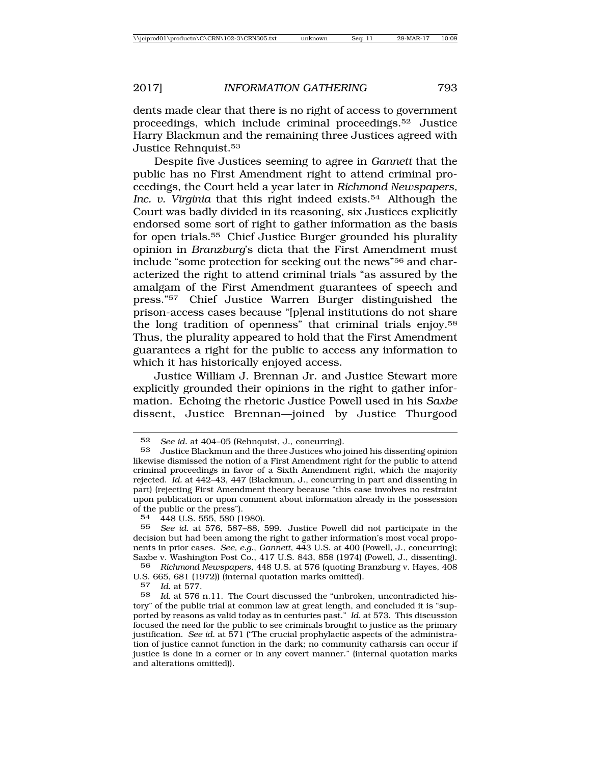dents made clear that there is no right of access to government proceedings, which include criminal proceedings.[52] Justice Harry Blackmun and the remaining three Justices agreed with Justice Rehnquist.[53]

Despite five Justices seeming to agree in *Gannett* that the public has no First Amendment right to attend criminal proceedings, the Court held a year later in *Richmond Newspapers, Inc. v. Virginia* that this right indeed exists.[54] Although the Court was badly divided in its reasoning, six Justices explicitly endorsed some sort of right to gather information as the basis for open trials.[55] Chief Justice Burger grounded his plurality opinion in *Branzburg*'s dicta that the First Amendment must include "some protection for seeking out the news"[56] and characterized the right to attend criminal trials "as assured by the amalgam of the First Amendment guarantees of speech and press."[57] Chief Justice Warren Burger distinguished the prison-access cases because "[p]enal institutions do not share the long tradition of openness" that criminal trials enjoy.[58] Thus, the plurality appeared to hold that the First Amendment guarantees a right for the public to access any information to which it has historically enjoyed access.

Justice William J. Brennan Jr. and Justice Stewart more explicitly grounded their opinions in the right to gather information. Echoing the rhetoric Justice Powell used in his *Saxbe* dissent, Justice Brennan—joined by Justice Thurgood

---

52 *See id.* at 404–05 (Rehnquist, J., concurring).

53 Justice Blackmun and the three Justices who joined his dissenting opinion likewise dismissed the notion of a First Amendment right for the public to attend criminal proceedings in favor of a Sixth Amendment right, which the majority rejected. *Id.* at 442–43, 447 (Blackmun, J., concurring in part and dissenting in part) (rejecting First Amendment theory because "this case involves no restraint upon publication or upon comment about information already in the possession of the public or the press").

54 448 U.S. 555, 580 (1980).

55 *See id.* at 576, 587–88, 599. Justice Powell did not participate in the decision but had been among the right to gather information's most vocal proponents in prior cases. *See, e.g.*, *Gannett*, 443 U.S. at 400 (Powell, J., concurring); Saxbe v. Washington Post Co., 417 U.S. 843, 858 (1974) (Powell, J., dissenting).

56 *Richmond Newspapers*, 448 U.S. at 576 (quoting Branzburg v. Hayes, 408 U.S. 665, 681 (1972)) (internal quotation marks omitted).

57 *Id.* at 577.

58 *Id.* at 576 n.11. The Court discussed the "unbroken, uncontradicted history" of the public trial at common law at great length, and concluded it is "supported by reasons as valid today as in centuries past." *Id.* at 573. This discussion focused the need for the public to see criminals brought to justice as the primary justification. *See id.* at 571 ("The crucial prophylactic aspects of the administration of justice cannot function in the dark; no community catharsis can occur if justice is done in a corner or in any covert manner." (internal quotation marks and alterations omitted)).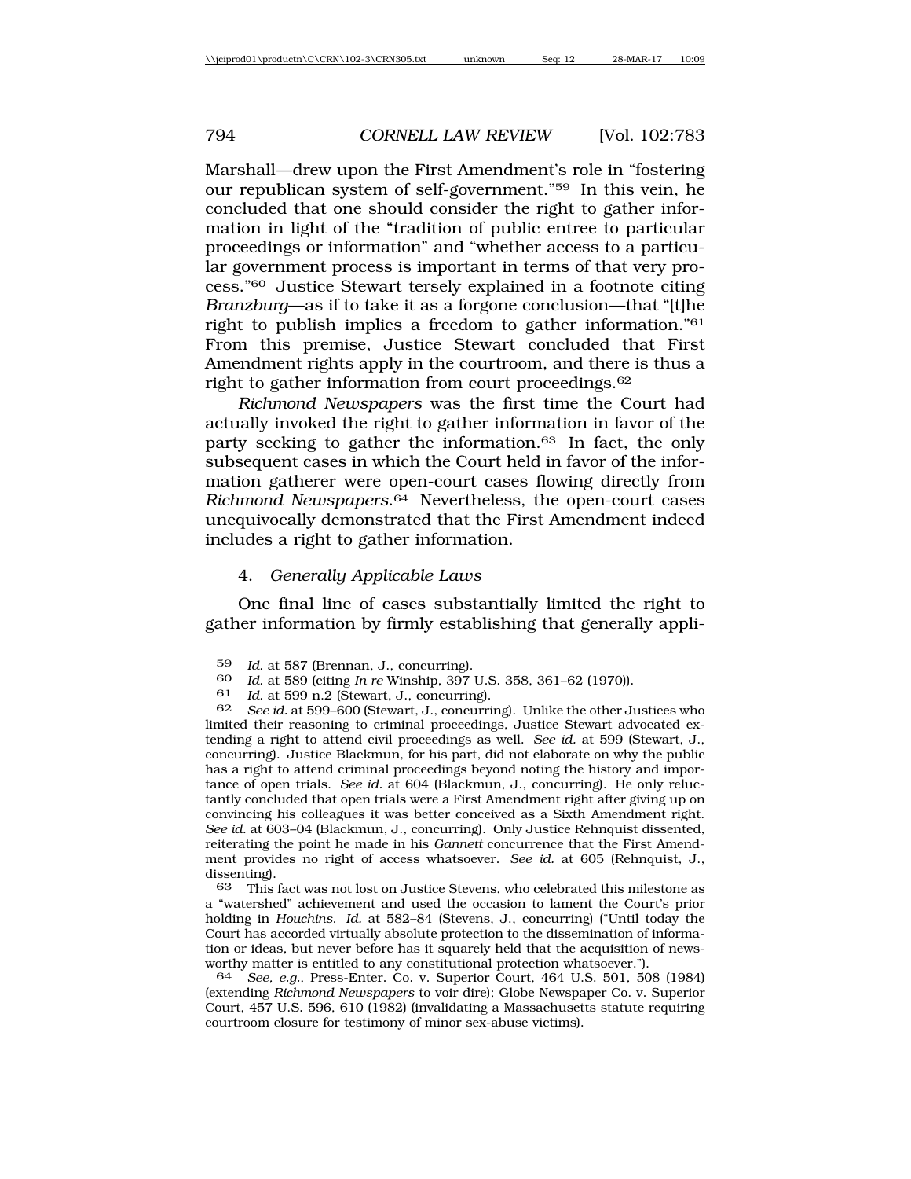Marshall—drew upon the First Amendment's role in "fostering our republican system of self-government."[59] In this vein, he concluded that one should consider the right to gather information in light of the "tradition of public entree to particular proceedings or information" and "whether access to a particular government process is important in terms of that very process."[60] Justice Stewart tersely explained in a footnote citing *Branzburg*—as if to take it as a forgone conclusion—that "[t]he right to publish implies a freedom to gather information."[61] From this premise, Justice Stewart concluded that First Amendment rights apply in the courtroom, and there is thus a right to gather information from court proceedings.[62]

*Richmond Newspapers* was the first time the Court had actually invoked the right to gather information in favor of the party seeking to gather the information.[63] In fact, the only subsequent cases in which the Court held in favor of the information gatherer were open-court cases flowing directly from *Richmond Newspapers*.[64] Nevertheless, the open-court cases unequivocally demonstrated that the First Amendment indeed includes a right to gather information.

### 4. *Generally Applicable Laws*

One final line of cases substantially limited the right to gather information by firmly establishing that generally appli-

---

59 *Id.* at 587 (Brennan, J., concurring).

60 *Id.* at 589 (citing *In re* Winship, 397 U.S. 358, 361–62 (1970)).

61 *Id.* at 599 n.2 (Stewart, J., concurring).

62 *See id.* at 599–600 (Stewart, J., concurring). Unlike the other Justices who limited their reasoning to criminal proceedings, Justice Stewart advocated extending a right to attend civil proceedings as well. *See id.* at 599 (Stewart, J., concurring). Justice Blackmun, for his part, did not elaborate on why the public has a right to attend criminal proceedings beyond noting the history and importance of open trials. *See id.* at 604 (Blackmun, J., concurring). He only reluctantly concluded that open trials were a First Amendment right after giving up on convincing his colleagues it was better conceived as a Sixth Amendment right. *See id.* at 603–04 (Blackmun, J., concurring). Only Justice Rehnquist dissented, reiterating the point he made in his *Gannett* concurrence that the First Amendment provides no right of access whatsoever. *See id.* at 605 (Rehnquist, J., dissenting).

63 This fact was not lost on Justice Stevens, who celebrated this milestone as a "watershed" achievement and used the occasion to lament the Court's prior holding in *Houchins*. *Id.* at 582–84 (Stevens, J., concurring) ("Until today the Court has accorded virtually absolute protection to the dissemination of information or ideas, but never before has it squarely held that the acquisition of newsworthy matter is entitled to any constitutional protection whatsoever.").

64 *See, e.g.*, Press-Enter. Co. v. Superior Court, 464 U.S. 501, 508 (1984) (extending *Richmond Newspapers* to voir dire); Globe Newspaper Co. v. Superior Court, 457 U.S. 596, 610 (1982) (invalidating a Massachusetts statute requiring courtroom closure for testimony of minor sex-abuse victims).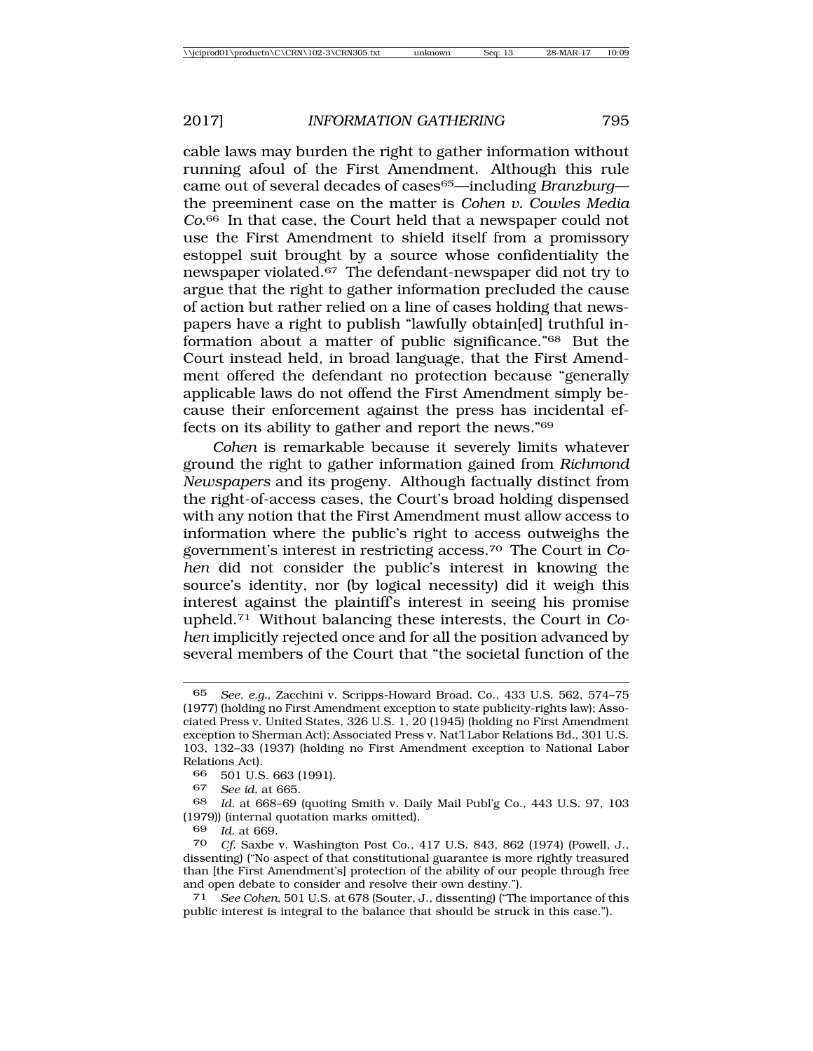cable laws may burden the right to gather information without running afoul of the First Amendment. Although this rule came out of several decades of cases[65]—including *Branzburg*—the preeminent case on the matter is *Cohen v. Cowles Media Co.*[66] In that case, the Court held that a newspaper could not use the First Amendment to shield itself from a promissory estoppel suit brought by a source whose confidentiality the newspaper violated.[67] The defendant-newspaper did not try to argue that the right to gather information precluded the cause of action but rather relied on a line of cases holding that newspapers have a right to publish "lawfully obtain[ed] truthful information about a matter of public significance."[68] But the Court instead held, in broad language, that the First Amendment offered the defendant no protection because "generally applicable laws do not offend the First Amendment simply because their enforcement against the press has incidental effects on its ability to gather and report the news."[69]

*Cohen* is remarkable because it severely limits whatever ground the right to gather information gained from *Richmond Newspapers* and its progeny. Although factually distinct from the right-of-access cases, the Court's broad holding dispensed with any notion that the First Amendment must allow access to information where the public's right to access outweighs the government's interest in restricting access.[70] The Court in *Cohen* did not consider the public's interest in knowing the source's identity, nor (by logical necessity) did it weigh this interest against the plaintiff's interest in seeing his promise upheld.[71] Without balancing these interests, the Court in *Cohen* implicitly rejected once and for all the position advanced by several members of the Court that "the societal function of the

---

65 *See, e.g.*, Zacchini v. Scripps-Howard Broad. Co., 433 U.S. 562, 574–75 (1977) (holding no First Amendment exception to state publicity-rights law); Associated Press v. United States, 326 U.S. 1, 20 (1945) (holding no First Amendment exception to Sherman Act); Associated Press v. Nat'l Labor Relations Bd., 301 U.S. 103, 132–33 (1937) (holding no First Amendment exception to National Labor Relations Act).

66 501 U.S. 663 (1991).

67 *See id.* at 665.

68 *Id.* at 668–69 (quoting Smith v. Daily Mail Publ'g Co., 443 U.S. 97, 103 (1979)) (internal quotation marks omitted).

69 *Id.* at 669.

70 *Cf.* Saxbe v. Washington Post Co., 417 U.S. 843, 862 (1974) (Powell, J., dissenting) ("No aspect of that constitutional guarantee is more rightly treasured than [the First Amendment's] protection of the ability of our people through free and open debate to consider and resolve their own destiny.").

71 *See Cohen*, 501 U.S. at 678 (Souter, J., dissenting) ("The importance of this public interest is integral to the balance that should be struck in this case.").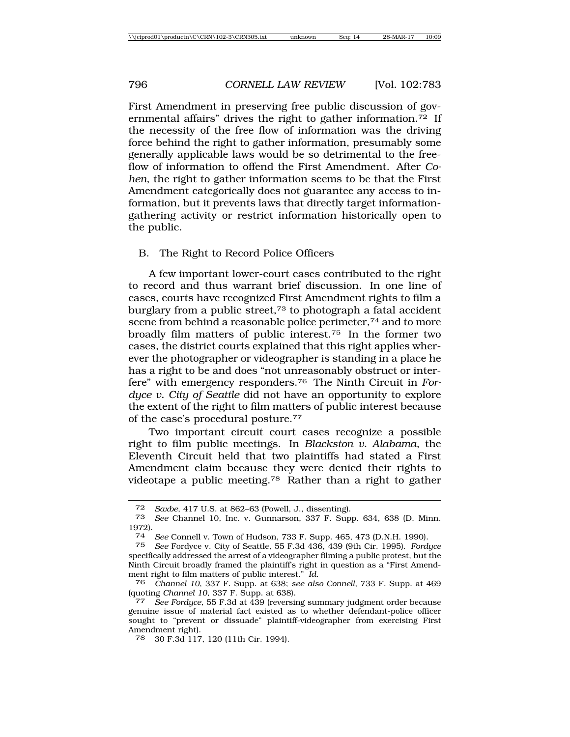First Amendment in preserving free public discussion of governmental affairs" drives the right to gather information.[72] If the necessity of the free flow of information was the driving force behind the right to gather information, presumably some generally applicable laws would be so detrimental to the free-flow of information to offend the First Amendment. After *Cohen*, the right to gather information seems to be that the First Amendment categorically does not guarantee any access to information, but it prevents laws that directly target information-gathering activity or restrict information historically open to the public.

## B. The Right to Record Police Officers

A few important lower-court cases contributed to the right to record and thus warrant brief discussion. In one line of cases, courts have recognized First Amendment rights to film a burglary from a public street,[73] to photograph a fatal accident scene from behind a reasonable police perimeter,[74] and to more broadly film matters of public interest.[75] In the former two cases, the district courts explained that this right applies wherever the photographer or videographer is standing in a place he has a right to be and does "not unreasonably obstruct or interfere" with emergency responders.[76] The Ninth Circuit in *Fordyce v. City of Seattle* did not have an opportunity to explore the extent of the right to film matters of public interest because of the case's procedural posture.[77]

Two important circuit court cases recognize a possible right to film public meetings. In *Blackston v. Alabama*, the Eleventh Circuit held that two plaintiffs had stated a First Amendment claim because they were denied their rights to videotape a public meeting.[78] Rather than a right to gather

---

72 *Saxbe*, 417 U.S. at 862–63 (Powell, J., dissenting).

73 *See* Channel 10, Inc. v. Gunnarson, 337 F. Supp. 634, 638 (D. Minn. 1972).

74 *See* Connell v. Town of Hudson, 733 F. Supp. 465, 473 (D.N.H. 1990).

75 *See* Fordyce v. City of Seattle, 55 F.3d 436, 439 (9th Cir. 1995). *Fordyce* specifically addressed the arrest of a videographer filming a public protest, but the Ninth Circuit broadly framed the plaintiff's right in question as a "First Amendment right to film matters of public interest." *Id.*

76 *Channel 10*, 337 F. Supp. at 638; *see also Connell*, 733 F. Supp. at 469 (quoting *Channel 10*, 337 F. Supp. at 638).

77 *See Fordyce*, 55 F.3d at 439 (reversing summary judgment order because genuine issue of material fact existed as to whether defendant-police officer sought to "prevent or dissuade" plaintiff-videographer from exercising First Amendment right).

78 30 F.3d 117, 120 (11th Cir. 1994).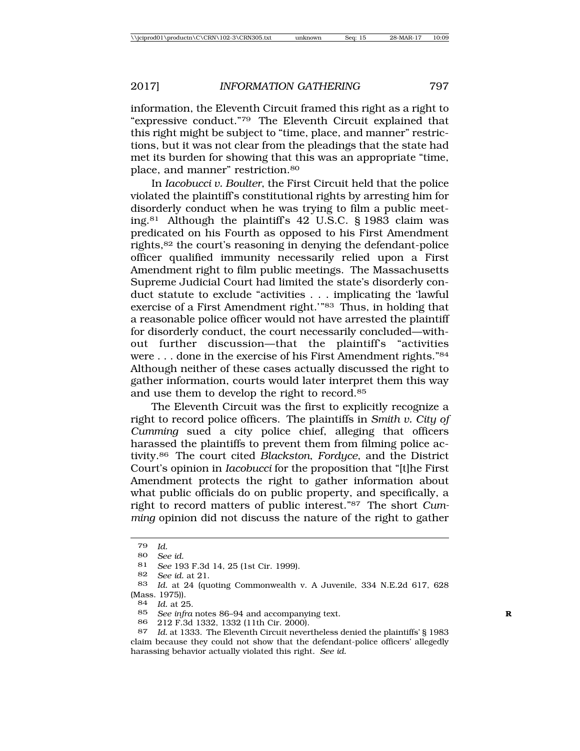information, the Eleventh Circuit framed this right as a right to "expressive conduct."[79] The Eleventh Circuit explained that this right might be subject to "time, place, and manner" restrictions, but it was not clear from the pleadings that the state had met its burden for showing that this was an appropriate "time, place, and manner" restriction.[80]

In *Iacobucci v. Boulter*, the First Circuit held that the police violated the plaintiff's constitutional rights by arresting him for disorderly conduct when he was trying to film a public meeting.[81] Although the plaintiff's 42 U.S.C. § 1983 claim was predicated on his Fourth as opposed to his First Amendment rights,[82] the court's reasoning in denying the defendant-police officer qualified immunity necessarily relied upon a First Amendment right to film public meetings. The Massachusetts Supreme Judicial Court had limited the state's disorderly conduct statute to exclude "activities . . . implicating the 'lawful exercise of a First Amendment right.'"[83] Thus, in holding that a reasonable police officer would not have arrested the plaintiff for disorderly conduct, the court necessarily concluded—without further discussion—that the plaintiff's "activities were . . . done in the exercise of his First Amendment rights."[84] Although neither of these cases actually discussed the right to gather information, courts would later interpret them this way and use them to develop the right to record.[85]

The Eleventh Circuit was the first to explicitly recognize a right to record police officers. The plaintiffs in *Smith v. City of Cumming* sued a city police chief, alleging that officers harassed the plaintiffs to prevent them from filming police activity.[86] The court cited *Blackston*, *Fordyce*, and the District Court's opinion in *Iacobucci* for the proposition that "[t]he First Amendment protects the right to gather information about what public officials do on public property, and specifically, a right to record matters of public interest."[87] The short *Cumming* opinion did not discuss the nature of the right to gather

---

79 *Id.*

80 *See id.*

81 *See* 193 F.3d 14, 25 (1st Cir. 1999).

82 *See id.* at 21.

83 *Id.* at 24 (quoting Commonwealth v. A Juvenile, 334 N.E.2d 617, 628 (Mass. 1975)).

84 *Id.* at 25.

85 *See infra* notes 86–94 and accompanying text.

86 212 F.3d 1332, 1332 (11th Cir. 2000).

87 *Id.* at 1333. The Eleventh Circuit nevertheless denied the plaintiffs' § 1983 claim because they could not show that the defendant-police officers' allegedly harassing behavior actually violated this right. *See id.*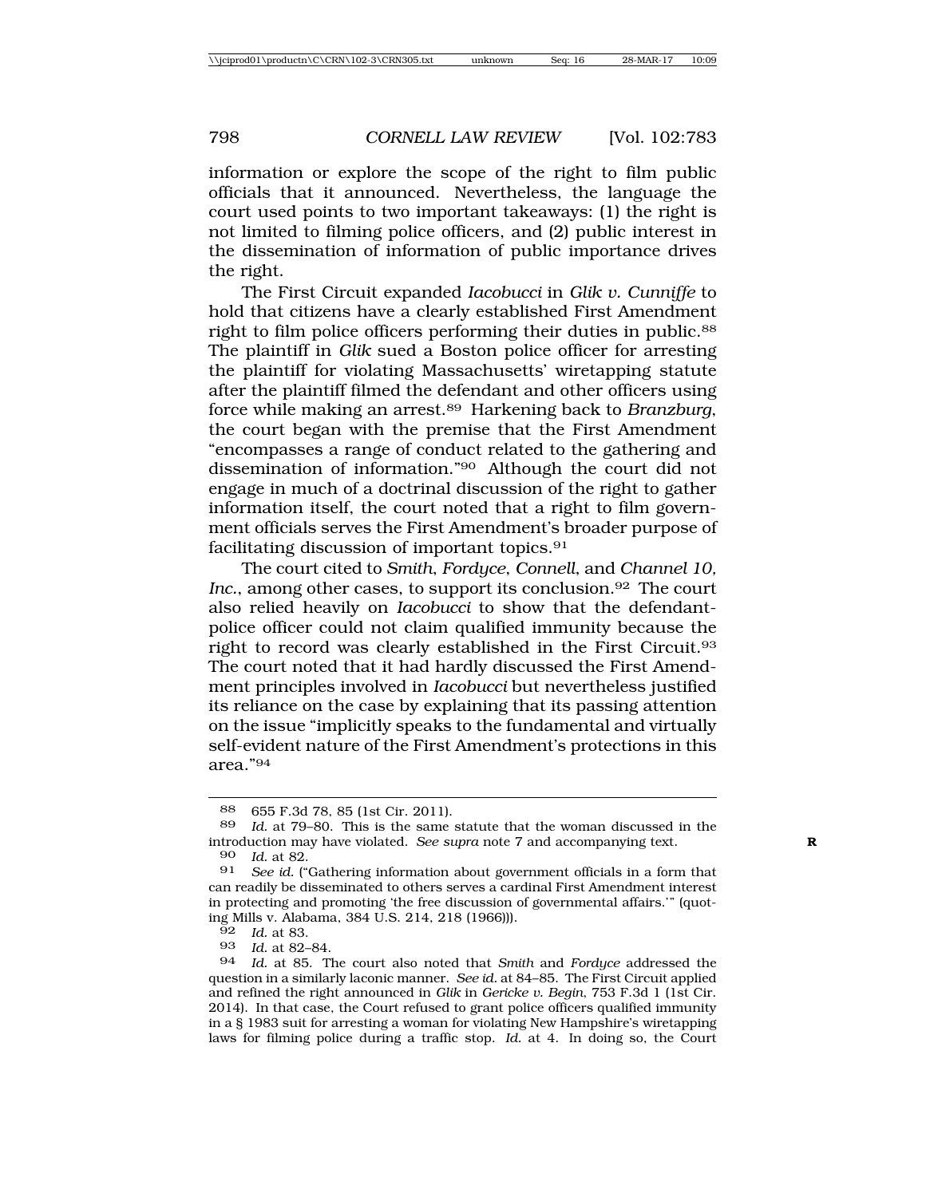information or explore the scope of the right to film public officials that it announced. Nevertheless, the language the court used points to two important takeaways: (1) the right is not limited to filming police officers, and (2) public interest in the dissemination of information of public importance drives the right.

The First Circuit expanded *Iacobucci* in *Glik v. Cunniffe* to hold that citizens have a clearly established First Amendment right to film police officers performing their duties in public.[88] The plaintiff in *Glik* sued a Boston police officer for arresting the plaintiff for violating Massachusetts' wiretapping statute after the plaintiff filmed the defendant and other officers using force while making an arrest.[89] Harkening back to *Branzburg*, the court began with the premise that the First Amendment "encompasses a range of conduct related to the gathering and dissemination of information."[90] Although the court did not engage in much of a doctrinal discussion of the right to gather information itself, the court noted that a right to film government officials serves the First Amendment's broader purpose of facilitating discussion of important topics.[91]

The court cited to *Smith*, *Fordyce*, *Connell*, and *Channel 10, Inc.*, among other cases, to support its conclusion.[92] The court also relied heavily on *Iacobucci* to show that the defendant-police officer could not claim qualified immunity because the right to record was clearly established in the First Circuit.[93] The court noted that it had hardly discussed the First Amendment principles involved in *Iacobucci* but nevertheless justified its reliance on the case by explaining that its passing attention on the issue "implicitly speaks to the fundamental and virtually self-evident nature of the First Amendment's protections in this area."[94]

---

88 655 F.3d 78, 85 (1st Cir. 2011).

89 *Id.* at 79–80. This is the same statute that the woman discussed in the introduction may have violated. *See supra* note 7 and accompanying text.

90 *Id.* at 82.

91 *See id.* ("Gathering information about government officials in a form that can readily be disseminated to others serves a cardinal First Amendment interest in protecting and promoting 'the free discussion of governmental affairs.'" (quoting Mills v. Alabama, 384 U.S. 214, 218 (1966))).

92 *Id.* at 83.

93 *Id.* at 82–84.

94 *Id.* at 85. The court also noted that *Smith* and *Fordyce* addressed the question in a similarly laconic manner. *See id.* at 84–85. The First Circuit applied and refined the right announced in *Glik* in *Gericke v. Begin*, 753 F.3d 1 (1st Cir. 2014). In that case, the Court refused to grant police officers qualified immunity in a § 1983 suit for arresting a woman for violating New Hampshire's wiretapping laws for filming police during a traffic stop. *Id.* at 4. In doing so, the Court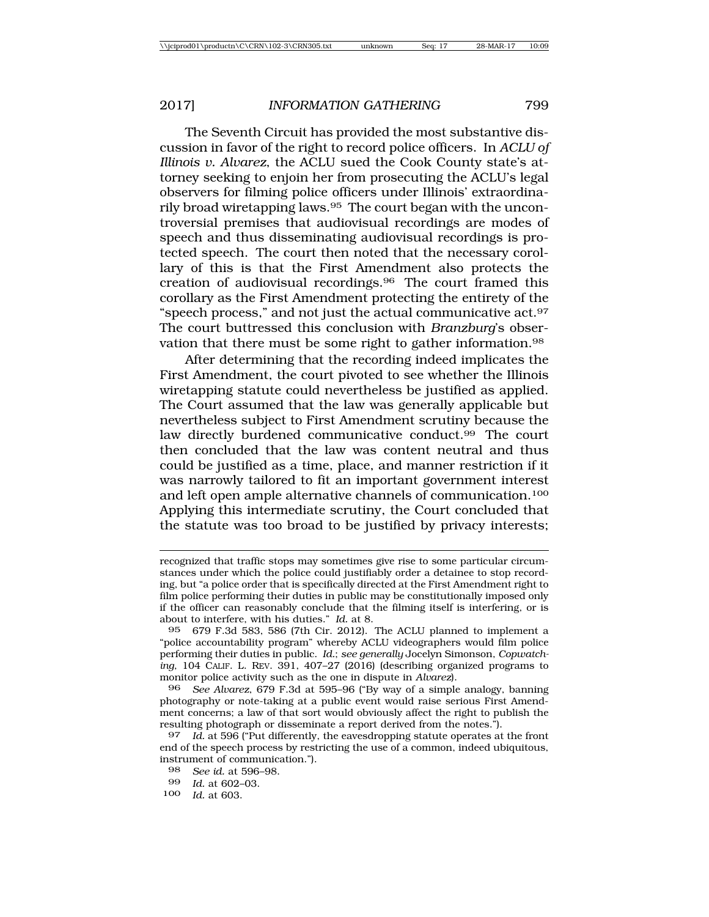The Seventh Circuit has provided the most substantive discussion in favor of the right to record police officers. In *ACLU of Illinois v. Alvarez*, the ACLU sued the Cook County state's attorney seeking to enjoin her from prosecuting the ACLU's legal observers for filming police officers under Illinois' extraordinarily broad wiretapping laws.[95] The court began with the uncontroversial premises that audiovisual recordings are modes of speech and thus disseminating audiovisual recordings is protected speech. The court then noted that the necessary corollary of this is that the First Amendment also protects the creation of audiovisual recordings.[96] The court framed this corollary as the First Amendment protecting the entirety of the "speech process," and not just the actual communicative act.[97] The court buttressed this conclusion with *Branzburg*'s observation that there must be some right to gather information.[98]

After determining that the recording indeed implicates the First Amendment, the court pivoted to see whether the Illinois wiretapping statute could nevertheless be justified as applied. The Court assumed that the law was generally applicable but nevertheless subject to First Amendment scrutiny because the law directly burdened communicative conduct.[99] The court then concluded that the law was content neutral and thus could be justified as a time, place, and manner restriction if it was narrowly tailored to fit an important government interest and left open ample alternative channels of communication.[100] Applying this intermediate scrutiny, the Court concluded that the statute was too broad to be justified by privacy interests;

---

recognized that traffic stops may sometimes give rise to some particular circumstances under which the police could justifiably order a detainee to stop recording, but "a police order that is specifically directed at the First Amendment right to film police performing their duties in public may be constitutionally imposed only if the officer can reasonably conclude that the filming itself is interfering, or is about to interfere, with his duties." *Id.* at 8.

95 679 F.3d 583, 586 (7th Cir. 2012). The ACLU planned to implement a "police accountability program" whereby ACLU videographers would film police performing their duties in public. *Id.*; *see generally* Jocelyn Simonson, *Copwatching*, 104 CALIF. L. REV. 391, 407–27 (2016) (describing organized programs to monitor police activity such as the one in dispute in *Alvarez*).

96 *See Alvarez*, 679 F.3d at 595–96 ("By way of a simple analogy, banning photography or note-taking at a public event would raise serious First Amendment concerns; a law of that sort would obviously affect the right to publish the resulting photograph or disseminate a report derived from the notes.").

97 *Id.* at 596 ("Put differently, the eavesdropping statute operates at the front end of the speech process by restricting the use of a common, indeed ubiquitous, instrument of communication.").

98 *See id.* at 596–98.

99 *Id.* at 602–03.

100 *Id.* at 603.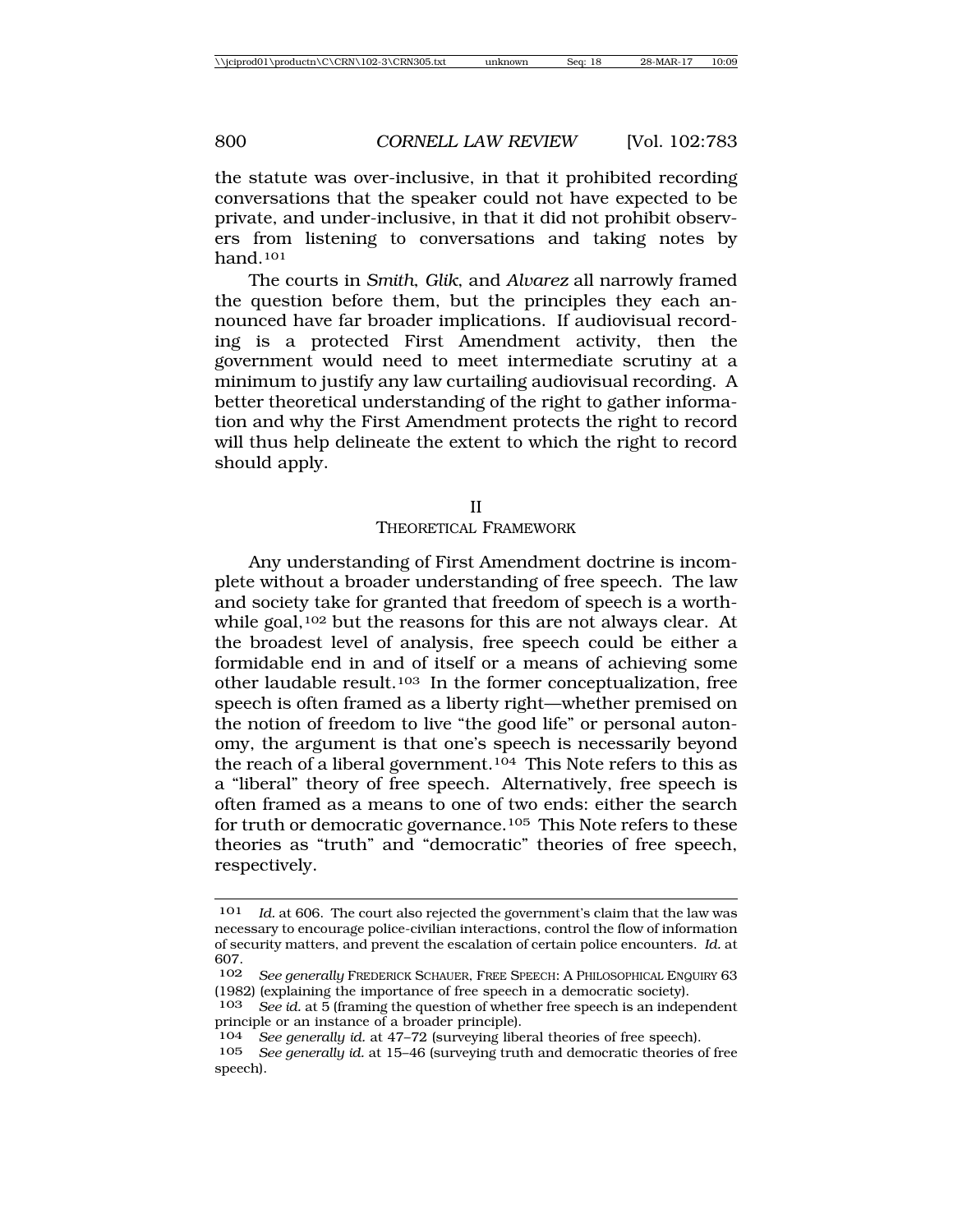the statute was over-inclusive, in that it prohibited recording conversations that the speaker could not have expected to be private, and under-inclusive, in that it did not prohibit observers from listening to conversations and taking notes by hand.[101]

The courts in *Smith*, *Glik*, and *Alvarez* all narrowly framed the question before them, but the principles they each announced have far broader implications. If audiovisual recording is a protected First Amendment activity, then the government would need to meet intermediate scrutiny at a minimum to justify any law curtailing audiovisual recording. A better theoretical understanding of the right to gather information and why the First Amendment protects the right to record will thus help delineate the extent to which the right to record should apply.

## II
## THEORETICAL FRAMEWORK

Any understanding of First Amendment doctrine is incomplete without a broader understanding of free speech. The law and society take for granted that freedom of speech is a worthwhile goal,[102] but the reasons for this are not always clear. At the broadest level of analysis, free speech could be either a formidable end in and of itself or a means of achieving some other laudable result.[103] In the former conceptualization, free speech is often framed as a liberty right—whether premised on the notion of freedom to live "the good life" or personal autonomy, the argument is that one's speech is necessarily beyond the reach of a liberal government.[104] This Note refers to this as a "liberal" theory of free speech. Alternatively, free speech is often framed as a means to one of two ends: either the search for truth or democratic governance.[105] This Note refers to these theories as "truth" and "democratic" theories of free speech, respectively.

---

[101] *Id.* at 606. The court also rejected the government's claim that the law was necessary to encourage police-civilian interactions, control the flow of information of security matters, and prevent the escalation of certain police encounters. *Id.* at 607.

[102] *See generally* FREDERICK SCHAUER, FREE SPEECH: A PHILOSOPHICAL ENQUIRY 63 (1982) (explaining the importance of free speech in a democratic society).

[103] *See id.* at 5 (framing the question of whether free speech is an independent principle or an instance of a broader principle).

[104] *See generally id.* at 47–72 (surveying liberal theories of free speech).

[105] *See generally id.* at 15–46 (surveying truth and democratic theories of free speech).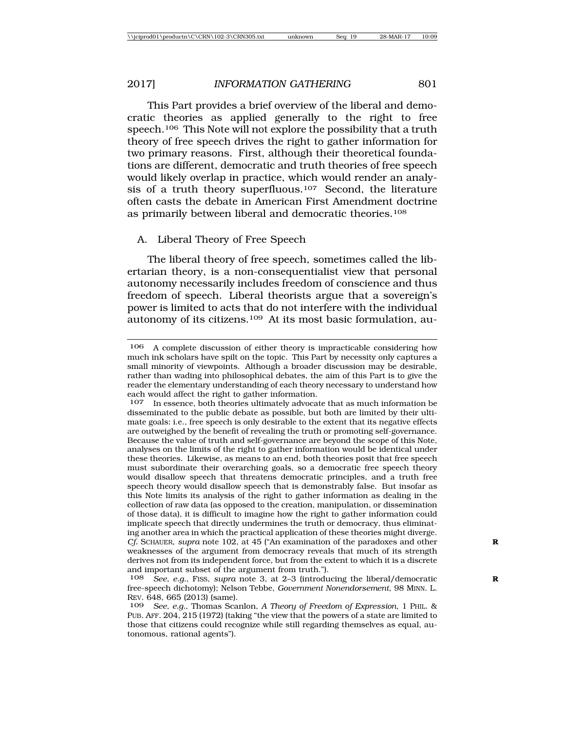This Part provides a brief overview of the liberal and democratic theories as applied generally to the right to free speech.[106] This Note will not explore the possibility that a truth theory of free speech drives the right to gather information for two primary reasons. First, although their theoretical foundations are different, democratic and truth theories of free speech would likely overlap in practice, which would render an analysis of a truth theory superfluous.[107] Second, the literature often casts the debate in American First Amendment doctrine as primarily between liberal and democratic theories.[108]

## A. Liberal Theory of Free Speech

The liberal theory of free speech, sometimes called the libertarian theory, is a non-consequentialist view that personal autonomy necessarily includes freedom of conscience and thus freedom of speech. Liberal theorists argue that a sovereign's power is limited to acts that do not interfere with the individual autonomy of its citizens.[109] At its most basic formulation, au-

---

[106] A complete discussion of either theory is impracticable considering how much ink scholars have spilt on the topic. This Part by necessity only captures a small minority of viewpoints. Although a broader discussion may be desirable, rather than wading into philosophical debates, the aim of this Part is to give the reader the elementary understanding of each theory necessary to understand how each would affect the right to gather information.

[107] In essence, both theories ultimately advocate that as much information be disseminated to the public debate as possible, but both are limited by their ultimate goals: i.e., free speech is only desirable to the extent that its negative effects are outweighed by the benefit of revealing the truth or promoting self-governance. Because the value of truth and self-governance are beyond the scope of this Note, analyses on the limits of the right to gather information would be identical under these theories. Likewise, as means to an end, both theories posit that free speech must subordinate their overarching goals, so a democratic free speech theory would disallow speech that threatens democratic principles, and a truth free speech theory would disallow speech that is demonstrably false. But insofar as this Note limits its analysis of the right to gather information as dealing in the collection of raw data (as opposed to the creation, manipulation, or dissemination of those data), it is difficult to imagine how the right to gather information could implicate speech that directly undermines the truth or democracy, thus eliminating another area in which the practical application of these theories might diverge. *Cf.* SCHAUER, *supra* note 102, at 45 ("An examination of the paradoxes and other weaknesses of the argument from democracy reveals that much of its strength derives not from its independent force, but from the extent to which it is a discrete and important subset of the argument from truth.").

[108] *See, e.g.*, FISS, *supra* note 3, at 2–3 (introducing the liberal/democratic free-speech dichotomy); Nelson Tebbe, *Government Nonendorsement*, 98 MINN. L. REV. 648, 665 (2013) (same).

[109] *See, e.g.*, Thomas Scanlon, *A Theory of Freedom of Expression*, 1 PHIL. & PUB. AFF. 204, 215 (1972) (taking "the view that the powers of a state are limited to those that citizens could recognize while still regarding themselves as equal, autonomous, rational agents").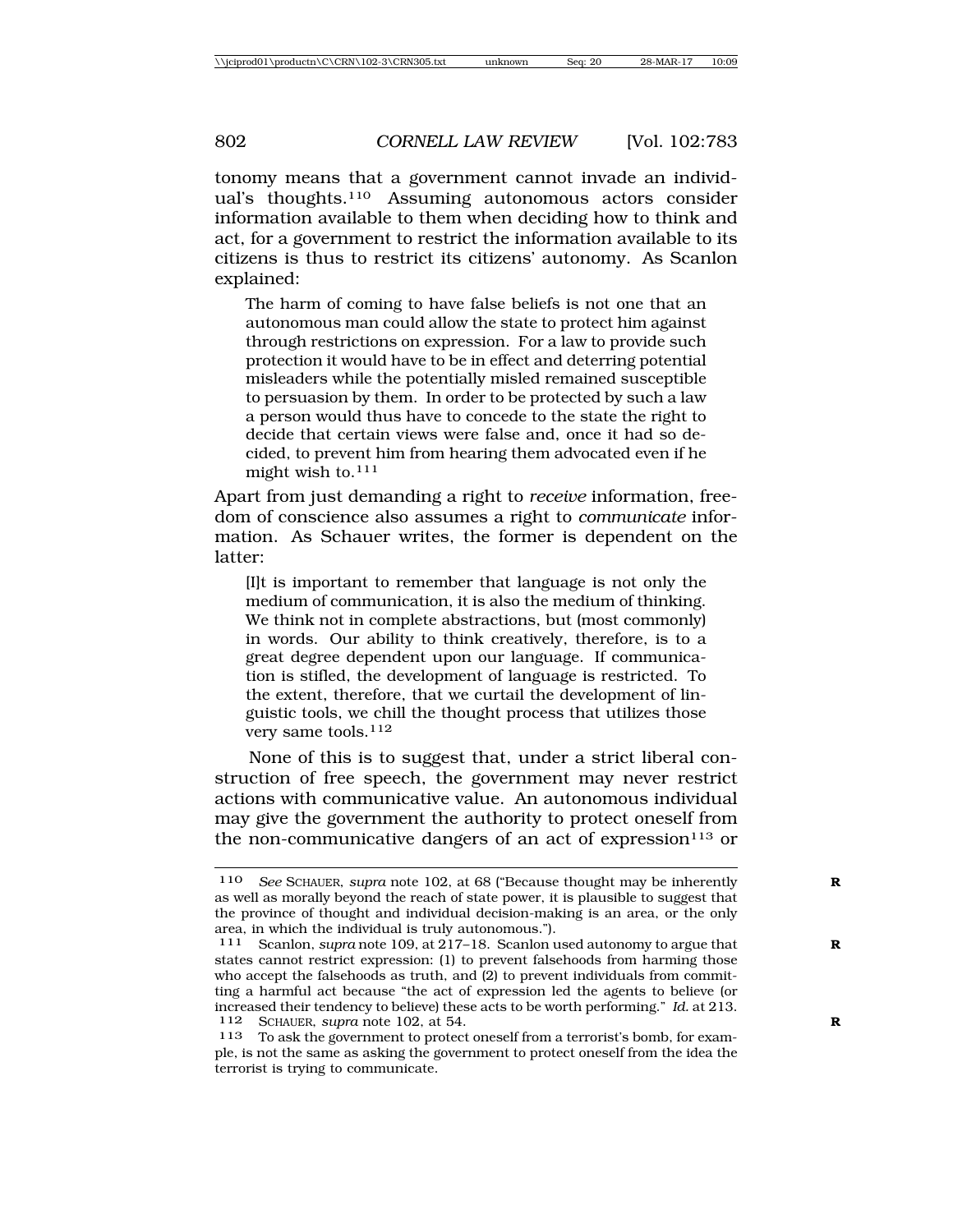tonomy means that a government cannot invade an individual's thoughts.[110] Assuming autonomous actors consider information available to them when deciding how to think and act, for a government to restrict the information available to its citizens is thus to restrict its citizens' autonomy. As Scanlon explained:

> The harm of coming to have false beliefs is not one that an autonomous man could allow the state to protect him against through restrictions on expression. For a law to provide such protection it would have to be in effect and deterring potential misleaders while the potentially misled remained susceptible to persuasion by them. In order to be protected by such a law a person would thus have to concede to the state the right to decide that certain views were false and, once it had so decided, to prevent him from hearing them advocated even if he might wish to.[111]

Apart from just demanding a right to *receive* information, freedom of conscience also assumes a right to *communicate* information. As Schauer writes, the former is dependent on the latter:

> [I]t is important to remember that language is not only the medium of communication, it is also the medium of thinking. We think not in complete abstractions, but (most commonly) in words. Our ability to think creatively, therefore, is to a great degree dependent upon our language. If communication is stifled, the development of language is restricted. To the extent, therefore, that we curtail the development of linguistic tools, we chill the thought process that utilizes those very same tools.[112]

None of this is to suggest that, under a strict liberal construction of free speech, the government may never restrict actions with communicative value. An autonomous individual may give the government the authority to protect oneself from the non-communicative dangers of an act of expression[113] or

---

110 *See* SCHAUER, *supra* note 102, at 68 ("Because thought may be inherently as well as morally beyond the reach of state power, it is plausible to suggest that the province of thought and individual decision-making is an area, or the only area, in which the individual is truly autonomous.").

111 Scanlon, *supra* note 109, at 217–18. Scanlon used autonomy to argue that states cannot restrict expression: (1) to prevent falsehoods from harming those who accept the falsehoods as truth, and (2) to prevent individuals from committing a harmful act because "the act of expression led the agents to believe (or increased their tendency to believe) these acts to be worth performing." *Id.* at 213.

112 SCHAUER, *supra* note 102, at 54.

113 To ask the government to protect oneself from a terrorist's bomb, for example, is not the same as asking the government to protect oneself from the idea the terrorist is trying to communicate.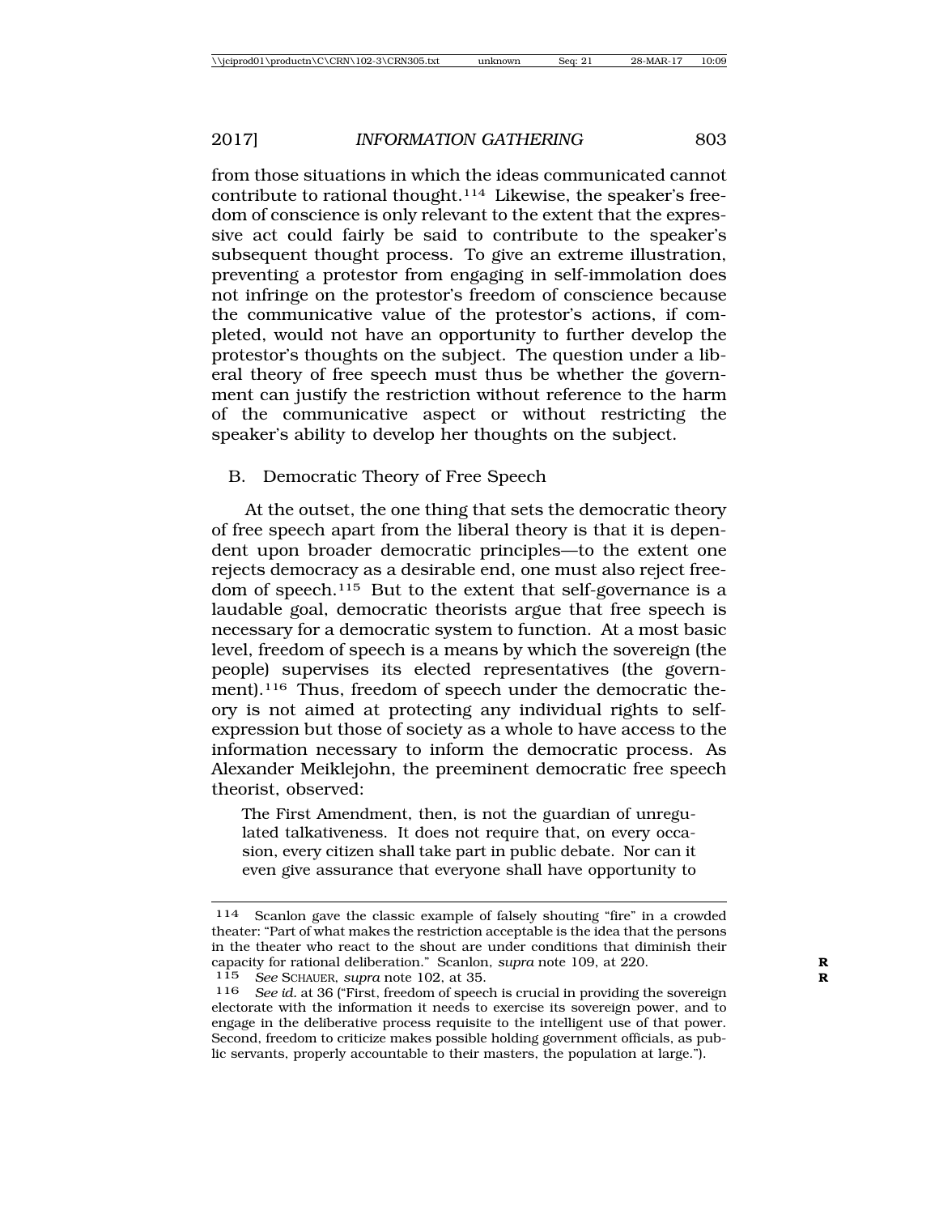from those situations in which the ideas communicated cannot contribute to rational thought.[114] Likewise, the speaker's freedom of conscience is only relevant to the extent that the expressive act could fairly be said to contribute to the speaker's subsequent thought process. To give an extreme illustration, preventing a protestor from engaging in self-immolation does not infringe on the protestor's freedom of conscience because the communicative value of the protestor's actions, if completed, would not have an opportunity to further develop the protestor's thoughts on the subject. The question under a liberal theory of free speech must thus be whether the government can justify the restriction without reference to the harm of the communicative aspect or without restricting the speaker's ability to develop her thoughts on the subject.

### B. Democratic Theory of Free Speech

At the outset, the one thing that sets the democratic theory of free speech apart from the liberal theory is that it is dependent upon broader democratic principles—to the extent one rejects democracy as a desirable end, one must also reject freedom of speech.[115] But to the extent that self-governance is a laudable goal, democratic theorists argue that free speech is necessary for a democratic system to function. At a most basic level, freedom of speech is a means by which the sovereign (the people) supervises its elected representatives (the government).[116] Thus, freedom of speech under the democratic theory is not aimed at protecting any individual rights to self-expression but those of society as a whole to have access to the information necessary to inform the democratic process. As Alexander Meiklejohn, the preeminent democratic free speech theorist, observed:

> The First Amendment, then, is not the guardian of unregulated talkativeness. It does not require that, on every occasion, every citizen shall take part in public debate. Nor can it even give assurance that everyone shall have opportunity to

---

[114] Scanlon gave the classic example of falsely shouting "fire" in a crowded theater: "Part of what makes the restriction acceptable is the idea that the persons in the theater who react to the shout are under conditions that diminish their capacity for rational deliberation." Scanlon, *supra* note 109, at 220.

[115] *See* SCHAUER, *supra* note 102, at 35.

[116] *See id.* at 36 ("First, freedom of speech is crucial in providing the sovereign electorate with the information it needs to exercise its sovereign power, and to engage in the deliberative process requisite to the intelligent use of that power. Second, freedom to criticize makes possible holding government officials, as public servants, properly accountable to their masters, the population at large.").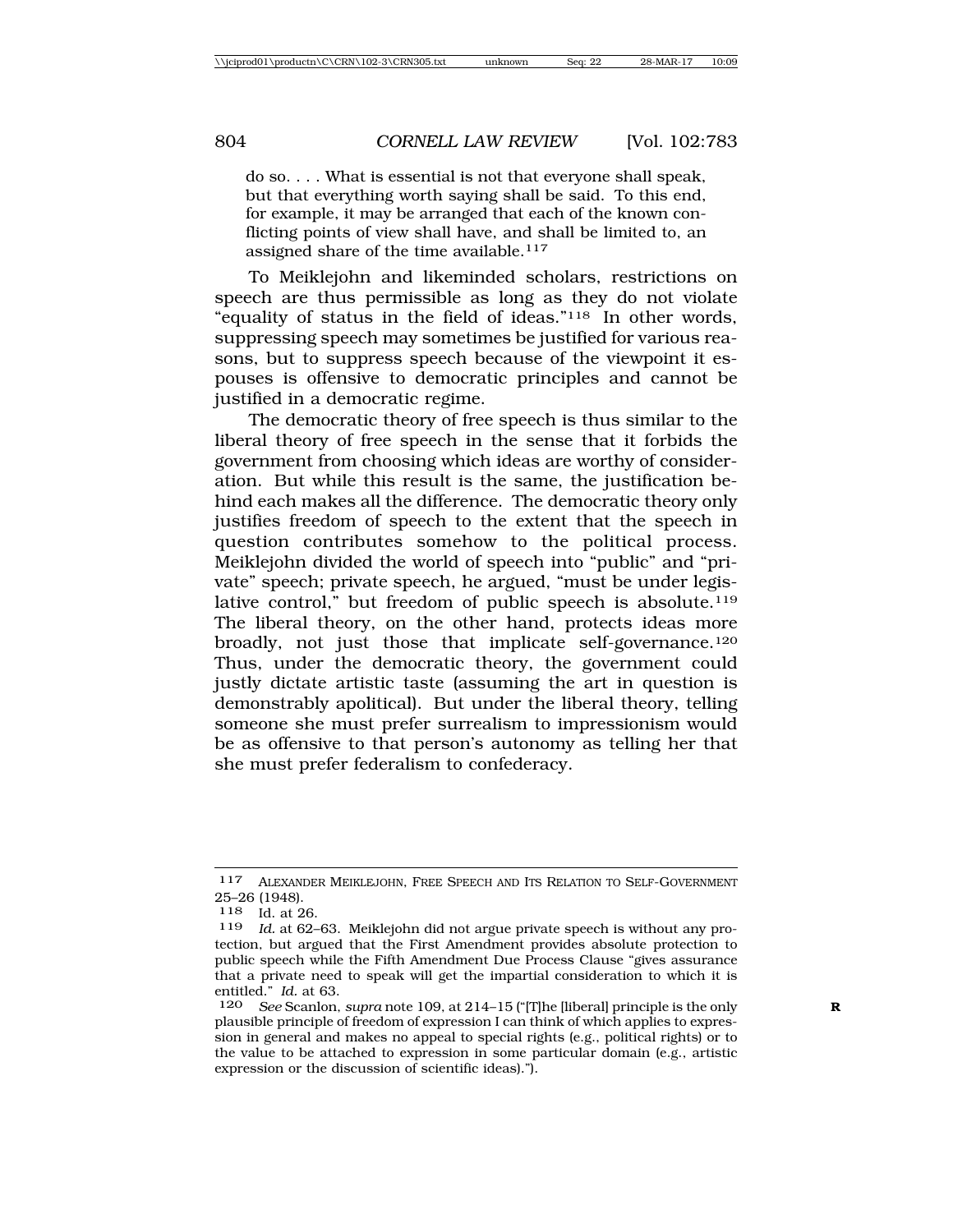> do so. . . . What is essential is not that everyone shall speak, but that everything worth saying shall be said. To this end, for example, it may be arranged that each of the known conflicting points of view shall have, and shall be limited to, an assigned share of the time available.[117]

To Meiklejohn and likeminded scholars, restrictions on speech are thus permissible as long as they do not violate "equality of status in the field of ideas."[118] In other words, suppressing speech may sometimes be justified for various reasons, but to suppress speech because of the viewpoint it espouses is offensive to democratic principles and cannot be justified in a democratic regime.

The democratic theory of free speech is thus similar to the liberal theory of free speech in the sense that it forbids the government from choosing which ideas are worthy of consideration. But while this result is the same, the justification behind each makes all the difference. The democratic theory only justifies freedom of speech to the extent that the speech in question contributes somehow to the political process. Meiklejohn divided the world of speech into "public" and "private" speech; private speech, he argued, "must be under legislative control," but freedom of public speech is absolute.[119] The liberal theory, on the other hand, protects ideas more broadly, not just those that implicate self-governance.[120] Thus, under the democratic theory, the government could justly dictate artistic taste (assuming the art in question is demonstrably apolitical). But under the liberal theory, telling someone she must prefer surrealism to impressionism would be as offensive to that person's autonomy as telling her that she must prefer federalism to confederacy.

---

117 ALEXANDER MEIKLEJOHN, FREE SPEECH AND ITS RELATION TO SELF-GOVERNMENT 25–26 (1948).

118 Id. at 26.

119 *Id.* at 62–63. Meiklejohn did not argue private speech is without any protection, but argued that the First Amendment provides absolute protection to public speech while the Fifth Amendment Due Process Clause "gives assurance that a private need to speak will get the impartial consideration to which it is entitled." *Id.* at 63.

120 *See* Scanlon, *supra* note 109, at 214–15 ("[T]he [liberal] principle is the only plausible principle of freedom of expression I can think of which applies to expression in general and makes no appeal to special rights (e.g., political rights) or to the value to be attached to expression in some particular domain (e.g., artistic expression or the discussion of scientific ideas).").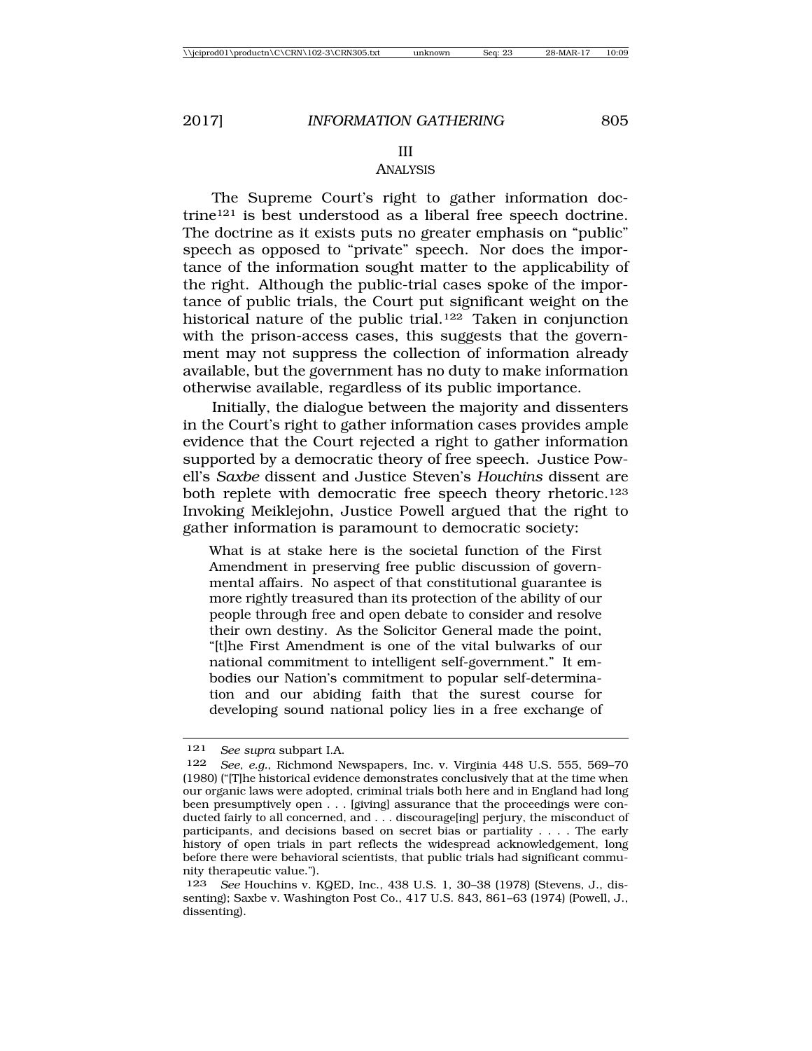## III
## ANALYSIS

The Supreme Court's right to gather information doctrine[121] is best understood as a liberal free speech doctrine. The doctrine as it exists puts no greater emphasis on "public" speech as opposed to "private" speech. Nor does the importance of the information sought matter to the applicability of the right. Although the public-trial cases spoke of the importance of public trials, the Court put significant weight on the historical nature of the public trial.[122] Taken in conjunction with the prison-access cases, this suggests that the government may not suppress the collection of information already available, but the government has no duty to make information otherwise available, regardless of its public importance.

Initially, the dialogue between the majority and dissenters in the Court's right to gather information cases provides ample evidence that the Court rejected a right to gather information supported by a democratic theory of free speech. Justice Powell's *Saxbe* dissent and Justice Steven's *Houchins* dissent are both replete with democratic free speech theory rhetoric.[123] Invoking Meiklejohn, Justice Powell argued that the right to gather information is paramount to democratic society:

> What is at stake here is the societal function of the First Amendment in preserving free public discussion of governmental affairs. No aspect of that constitutional guarantee is more rightly treasured than its protection of the ability of our people through free and open debate to consider and resolve their own destiny. As the Solicitor General made the point, "[t]he First Amendment is one of the vital bulwarks of our national commitment to intelligent self-government." It embodies our Nation's commitment to popular self-determination and our abiding faith that the surest course for developing sound national policy lies in a free exchange of

---

121 *See supra* subpart I.A.

122 *See, e.g.*, Richmond Newspapers, Inc. v. Virginia 448 U.S. 555, 569–70 (1980) ("[T]he historical evidence demonstrates conclusively that at the time when our organic laws were adopted, criminal trials both here and in England had long been presumptively open . . . [giving] assurance that the proceedings were conducted fairly to all concerned, and . . . discourage[ing] perjury, the misconduct of participants, and decisions based on secret bias or partiality . . . . The early history of open trials in part reflects the widespread acknowledgement, long before there were behavioral scientists, that public trials had significant community therapeutic value.").

123 *See* Houchins v. KQED, Inc., 438 U.S. 1, 30–38 (1978) (Stevens, J., dissenting); Saxbe v. Washington Post Co., 417 U.S. 843, 861–63 (1974) (Powell, J., dissenting).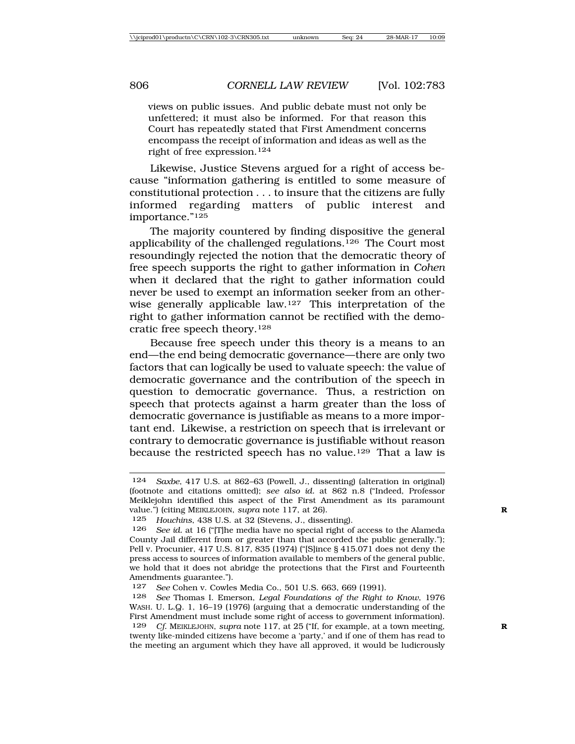> views on public issues. And public debate must not only be unfettered; it must also be informed. For that reason this Court has repeatedly stated that First Amendment concerns encompass the receipt of information and ideas as well as the right of free expression.[124]

Likewise, Justice Stevens argued for a right of access because "information gathering is entitled to some measure of constitutional protection . . . to insure that the citizens are fully informed regarding matters of public interest and importance."[125]

The majority countered by finding dispositive the general applicability of the challenged regulations.[126] The Court most resoundingly rejected the notion that the democratic theory of free speech supports the right to gather information in *Cohen* when it declared that the right to gather information could never be used to exempt an information seeker from an otherwise generally applicable law.[127] This interpretation of the right to gather information cannot be rectified with the democratic free speech theory.[128]

Because free speech under this theory is a means to an end—the end being democratic governance—there are only two factors that can logically be used to valuate speech: the value of democratic governance and the contribution of the speech in question to democratic governance. Thus, a restriction on speech that protects against a harm greater than the loss of democratic governance is justifiable as means to a more important end. Likewise, a restriction on speech that is irrelevant or contrary to democratic governance is justifiable without reason because the restricted speech has no value.[129] That a law is

---

124 *Saxbe*, 417 U.S. at 862–63 (Powell, J., dissenting) (alteration in original) (footnote and citations omitted); *see also id.* at 862 n.8 ("Indeed, Professor Meiklejohn identified this aspect of the First Amendment as its paramount value.") (citing MEIKLEJOHN, *supra* note 117, at 26).

125 *Houchins*, 438 U.S. at 32 (Stevens, J., dissenting).

126 *See id.* at 16 ("[T]he media have no special right of access to the Alameda County Jail different from or greater than that accorded the public generally."); Pell v. Procunier, 417 U.S. 817, 835 (1974) ("[S]ince § 415.071 does not deny the press access to sources of information available to members of the general public, we hold that it does not abridge the protections that the First and Fourteenth Amendments guarantee.").

127 *See* Cohen v. Cowles Media Co., 501 U.S. 663, 669 (1991).

128 *See* Thomas I. Emerson, *Legal Foundations of the Right to Know*, 1976 WASH. U. L.Q. 1, 16–19 (1976) (arguing that a democratic understanding of the First Amendment must include some right of access to government information).

129 *Cf.* MEIKLEJOHN, *supra* note 117, at 25 ("If, for example, at a town meeting, twenty like-minded citizens have become a 'party,' and if one of them has read to the meeting an argument which they have all approved, it would be ludicrously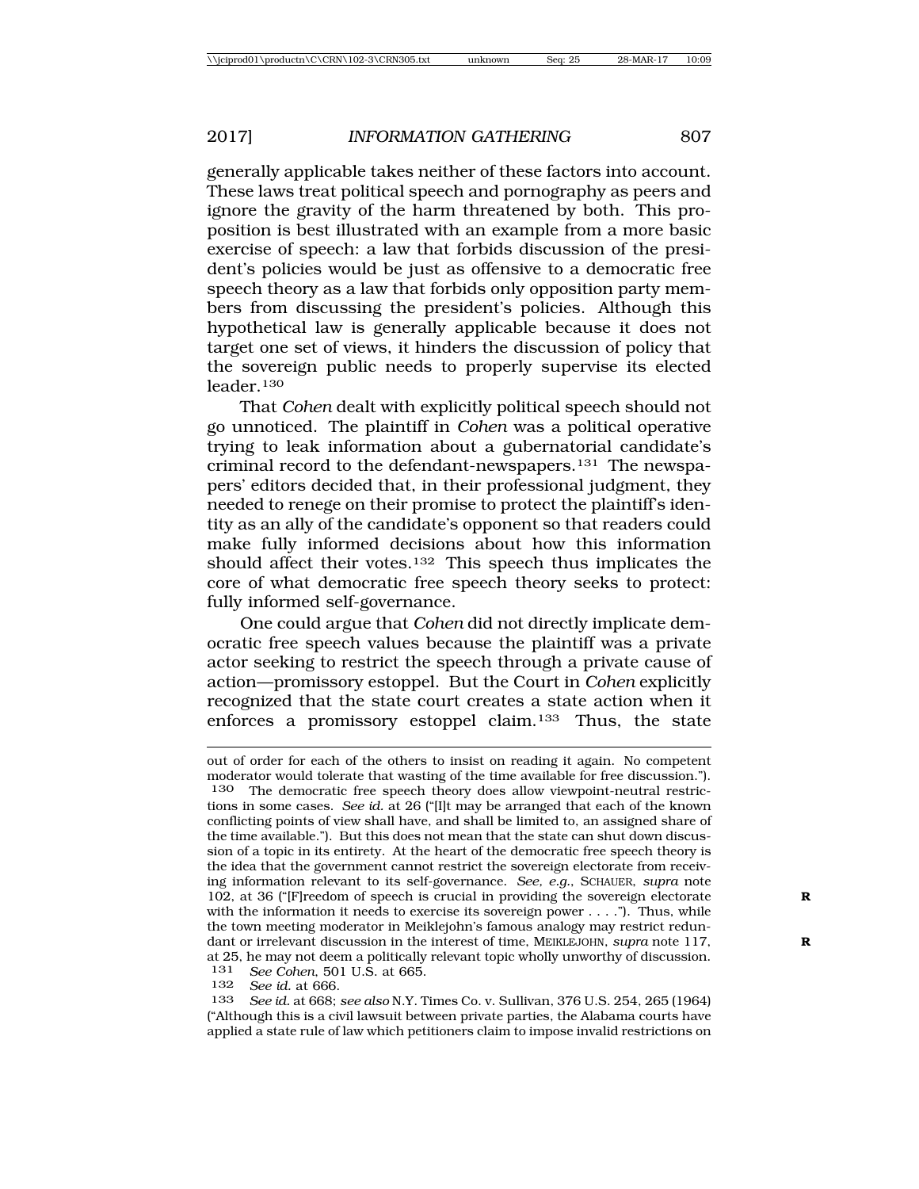generally applicable takes neither of these factors into account. These laws treat political speech and pornography as peers and ignore the gravity of the harm threatened by both. This proposition is best illustrated with an example from a more basic exercise of speech: a law that forbids discussion of the president's policies would be just as offensive to a democratic free speech theory as a law that forbids only opposition party members from discussing the president's policies. Although this hypothetical law is generally applicable because it does not target one set of views, it hinders the discussion of policy that the sovereign public needs to properly supervise its elected leader.[130]

That *Cohen* dealt with explicitly political speech should not go unnoticed. The plaintiff in *Cohen* was a political operative trying to leak information about a gubernatorial candidate's criminal record to the defendant-newspapers.[131] The newspapers' editors decided that, in their professional judgment, they needed to renege on their promise to protect the plaintiff's identity as an ally of the candidate's opponent so that readers could make fully informed decisions about how this information should affect their votes.[132] This speech thus implicates the core of what democratic free speech theory seeks to protect: fully informed self-governance.

One could argue that *Cohen* did not directly implicate democratic free speech values because the plaintiff was a private actor seeking to restrict the speech through a private cause of action—promissory estoppel. But the Court in *Cohen* explicitly recognized that the state court creates a state action when it enforces a promissory estoppel claim.[133] Thus, the state

---

out of order for each of the others to insist on reading it again. No competent moderator would tolerate that wasting of the time available for free discussion.").

130 The democratic free speech theory does allow viewpoint-neutral restrictions in some cases. *See id.* at 26 ("[I]t may be arranged that each of the known conflicting points of view shall have, and shall be limited to, an assigned share of the time available."). But this does not mean that the state can shut down discussion of a topic in its entirety. At the heart of the democratic free speech theory is the idea that the government cannot restrict the sovereign electorate from receiving information relevant to its self-governance. *See, e.g.*, SCHAUER, *supra* note 102, at 36 ("[F]reedom of speech is crucial in providing the sovereign electorate with the information it needs to exercise its sovereign power . . . ."). Thus, while the town meeting moderator in Meiklejohn's famous analogy may restrict redundant or irrelevant discussion in the interest of time, MEIKLEJOHN, *supra* note 117, at 25, he may not deem a politically relevant topic wholly unworthy of discussion.

131 *See Cohen*, 501 U.S. at 665.

132 *See id.* at 666.

133 *See id.* at 668; *see also* N.Y. Times Co. v. Sullivan, 376 U.S. 254, 265 (1964) ("Although this is a civil lawsuit between private parties, the Alabama courts have applied a state rule of law which petitioners claim to impose invalid restrictions on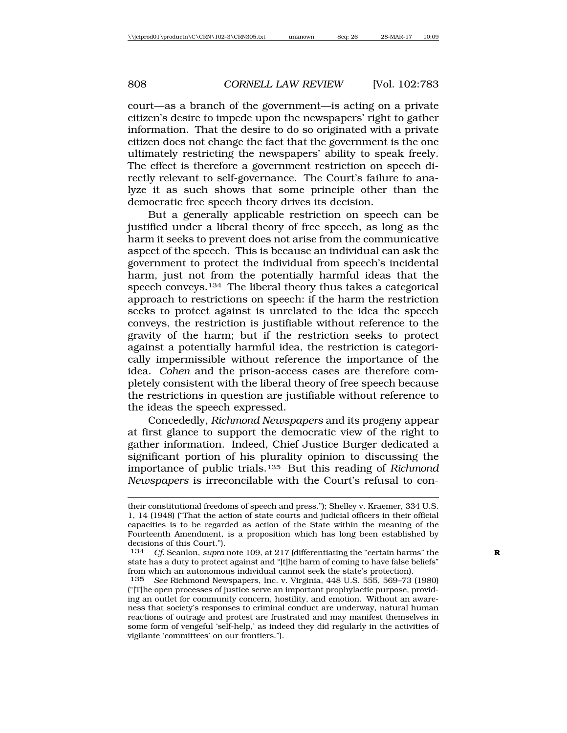court—as a branch of the government—is acting on a private citizen's desire to impede upon the newspapers' right to gather information. That the desire to do so originated with a private citizen does not change the fact that the government is the one ultimately restricting the newspapers' ability to speak freely. The effect is therefore a government restriction on speech directly relevant to self-governance. The Court's failure to analyze it as such shows that some principle other than the democratic free speech theory drives its decision.

But a generally applicable restriction on speech can be justified under a liberal theory of free speech, as long as the harm it seeks to prevent does not arise from the communicative aspect of the speech. This is because an individual can ask the government to protect the individual from speech's incidental harm, just not from the potentially harmful ideas that the speech conveys.[134] The liberal theory thus takes a categorical approach to restrictions on speech: if the harm the restriction seeks to protect against is unrelated to the idea the speech conveys, the restriction is justifiable without reference to the gravity of the harm; but if the restriction seeks to protect against a potentially harmful idea, the restriction is categorically impermissible without reference the importance of the idea. *Cohen* and the prison-access cases are therefore completely consistent with the liberal theory of free speech because the restrictions in question are justifiable without reference to the ideas the speech expressed.

Concededly, *Richmond Newspapers* and its progeny appear at first glance to support the democratic view of the right to gather information. Indeed, Chief Justice Burger dedicated a significant portion of his plurality opinion to discussing the importance of public trials.[135] But this reading of *Richmond Newspapers* is irreconcilable with the Court's refusal to con-

---

their constitutional freedoms of speech and press."); Shelley v. Kraemer, 334 U.S. 1, 14 (1948) ("That the action of state courts and judicial officers in their official capacities is to be regarded as action of the State within the meaning of the Fourteenth Amendment, is a proposition which has long been established by decisions of this Court.").

[134] *Cf.* Scanlon, *supra* note 109, at 217 (differentiating the "certain harms" the state has a duty to protect against and "[t]he harm of coming to have false beliefs" from which an autonomous individual cannot seek the state's protection).

[135] *See* Richmond Newspapers, Inc. v. Virginia, 448 U.S. 555, 569–73 (1980) ("[T]he open processes of justice serve an important prophylactic purpose, providing an outlet for community concern, hostility, and emotion. Without an awareness that society's responses to criminal conduct are underway, natural human reactions of outrage and protest are frustrated and may manifest themselves in some form of vengeful 'self-help,' as indeed they did regularly in the activities of vigilante 'committees' on our frontiers.").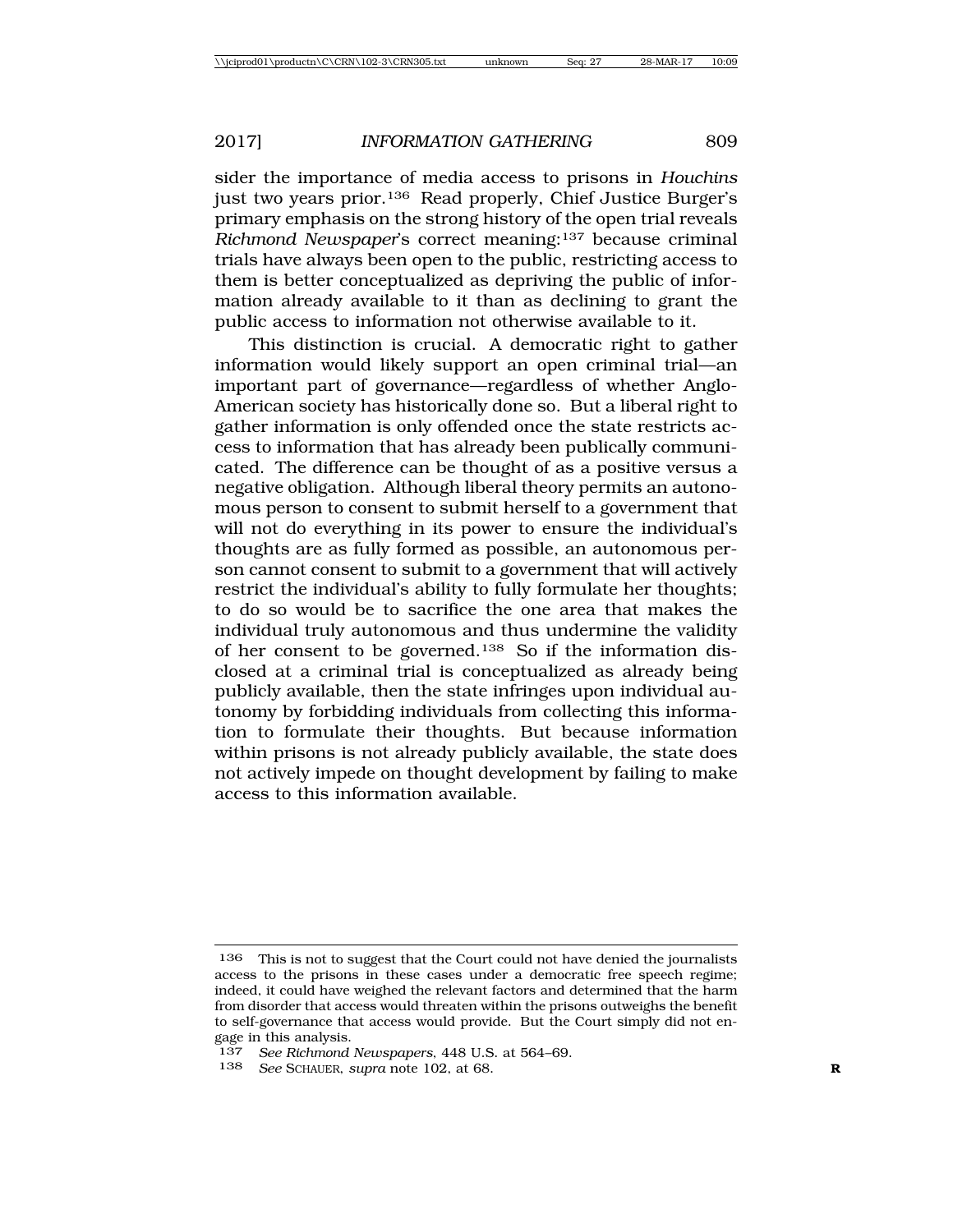sider the importance of media access to prisons in *Houchins* just two years prior.[136] Read properly, Chief Justice Burger's primary emphasis on the strong history of the open trial reveals *Richmond Newspaper*'s correct meaning:[137] because criminal trials have always been open to the public, restricting access to them is better conceptualized as depriving the public of information already available to it than as declining to grant the public access to information not otherwise available to it.

This distinction is crucial. A democratic right to gather information would likely support an open criminal trial—an important part of governance—regardless of whether Anglo-American society has historically done so. But a liberal right to gather information is only offended once the state restricts access to information that has already been publically communicated. The difference can be thought of as a positive versus a negative obligation. Although liberal theory permits an autonomous person to consent to submit herself to a government that will not do everything in its power to ensure the individual's thoughts are as fully formed as possible, an autonomous person cannot consent to submit to a government that will actively restrict the individual's ability to fully formulate her thoughts; to do so would be to sacrifice the one area that makes the individual truly autonomous and thus undermine the validity of her consent to be governed.[138] So if the information disclosed at a criminal trial is conceptualized as already being publicly available, then the state infringes upon individual autonomy by forbidding individuals from collecting this information to formulate their thoughts. But because information within prisons is not already publicly available, the state does not actively impede on thought development by failing to make access to this information available.

---

136 This is not to suggest that the Court could not have denied the journalists access to the prisons in these cases under a democratic free speech regime; indeed, it could have weighed the relevant factors and determined that the harm from disorder that access would threaten within the prisons outweighs the benefit to self-governance that access would provide. But the Court simply did not engage in this analysis.

137 *See Richmond Newspapers*, 448 U.S. at 564–69.

138 *See* SCHAUER, *supra* note 102, at 68.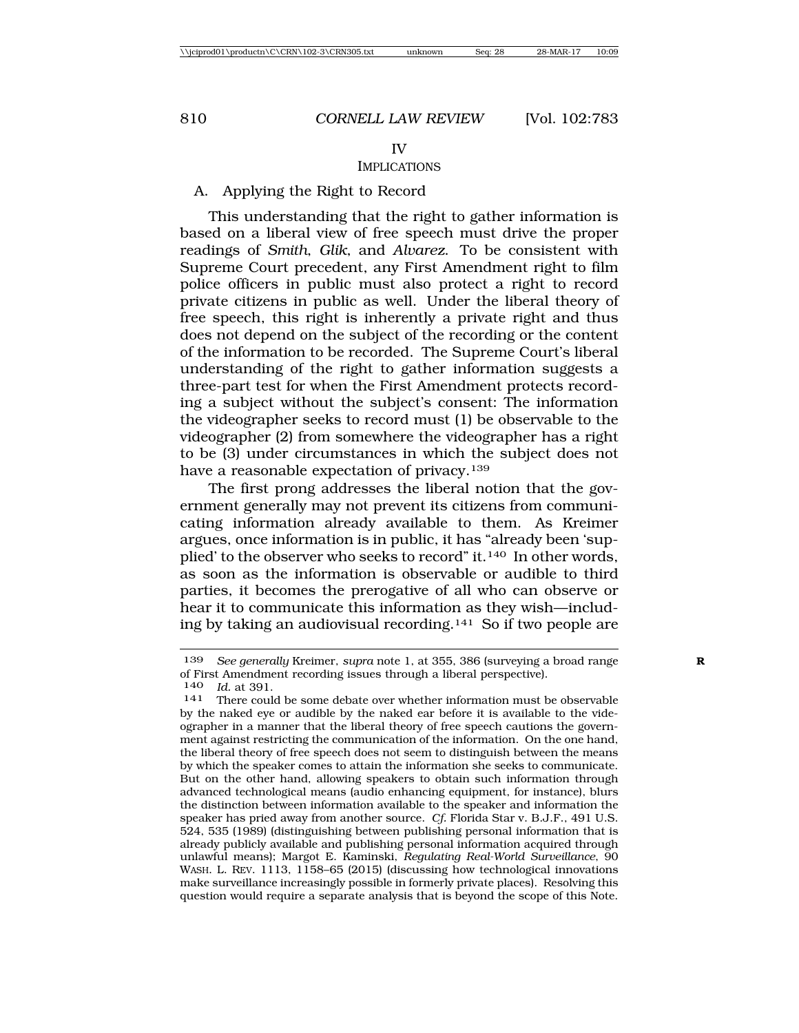# IV
## IMPLICATIONS

### A. Applying the Right to Record

This understanding that the right to gather information is based on a liberal view of free speech must drive the proper readings of *Smith*, *Glik*, and *Alvarez*. To be consistent with Supreme Court precedent, any First Amendment right to film police officers in public must also protect a right to record private citizens in public as well. Under the liberal theory of free speech, this right is inherently a private right and thus does not depend on the subject of the recording or the content of the information to be recorded. The Supreme Court's liberal understanding of the right to gather information suggests a three-part test for when the First Amendment protects recording a subject without the subject's consent: The information the videographer seeks to record must (1) be observable to the videographer (2) from somewhere the videographer has a right to be (3) under circumstances in which the subject does not have a reasonable expectation of privacy.[139]

The first prong addresses the liberal notion that the government generally may not prevent its citizens from communicating information already available to them. As Kreimer argues, once information is in public, it has "already been 'supplied' to the observer who seeks to record" it.[140] In other words, as soon as the information is observable or audible to third parties, it becomes the prerogative of all who can observe or hear it to communicate this information as they wish—including by taking an audiovisual recording.[141] So if two people are

---

139 *See generally* Kreimer, *supra* note 1, at 355, 386 (surveying a broad range of First Amendment recording issues through a liberal perspective).

140 *Id.* at 391.

141 There could be some debate over whether information must be observable by the naked eye or audible by the naked ear before it is available to the videographer in a manner that the liberal theory of free speech cautions the government against restricting the communication of the information. On the one hand, the liberal theory of free speech does not seem to distinguish between the means by which the speaker comes to attain the information she seeks to communicate. But on the other hand, allowing speakers to obtain such information through advanced technological means (audio enhancing equipment, for instance), blurs the distinction between information available to the speaker and information the speaker has pried away from another source. *Cf.* Florida Star v. B.J.F., 491 U.S. 524, 535 (1989) (distinguishing between publishing personal information that is already publicly available and publishing personal information acquired through unlawful means); Margot E. Kaminski, *Regulating Real-World Surveillance*, 90 WASH. L. REV. 1113, 1158–65 (2015) (discussing how technological innovations make surveillance increasingly possible in formerly private places). Resolving this question would require a separate analysis that is beyond the scope of this Note.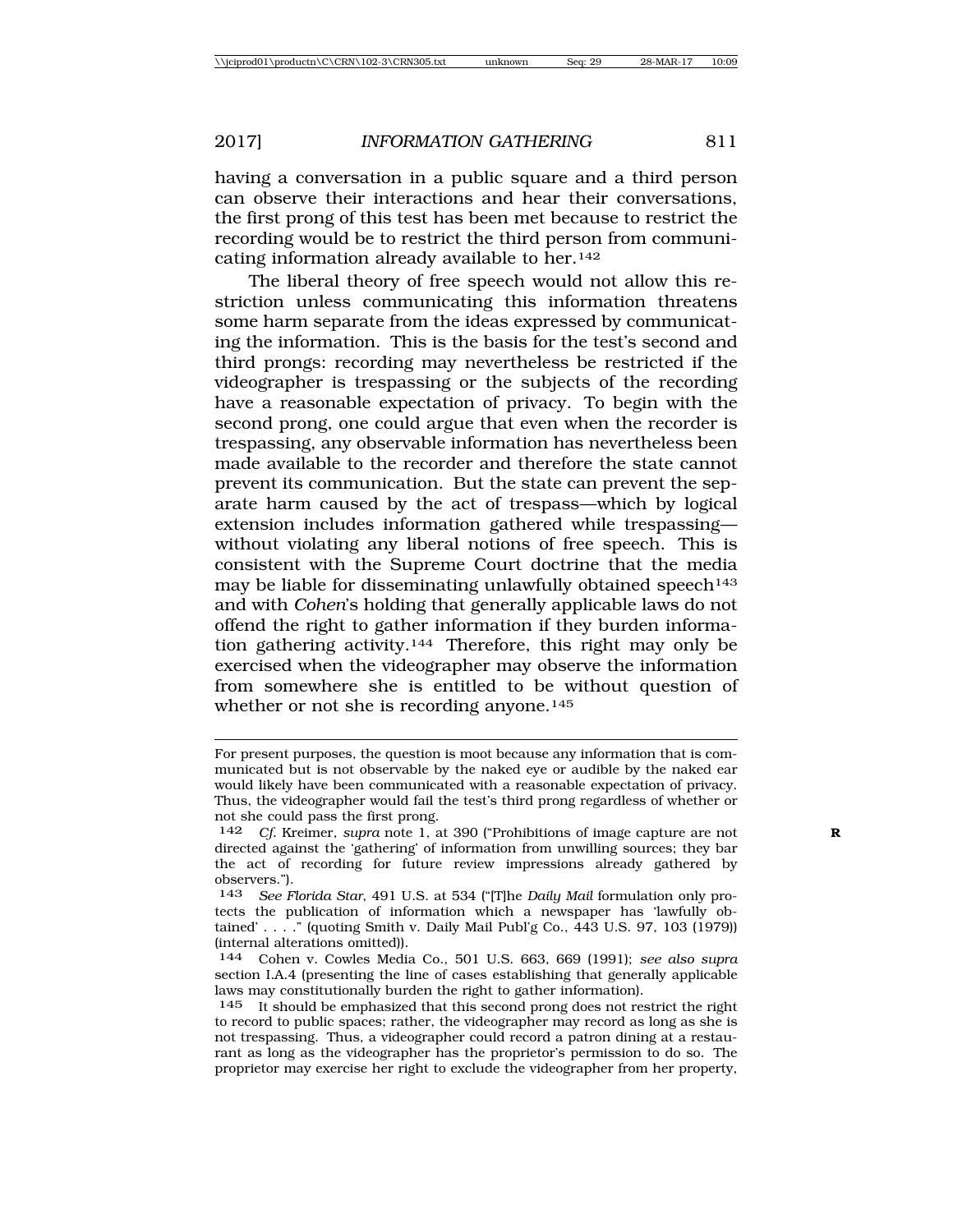having a conversation in a public square and a third person can observe their interactions and hear their conversations, the first prong of this test has been met because to restrict the recording would be to restrict the third person from communicating information already available to her.[142]

The liberal theory of free speech would not allow this restriction unless communicating this information threatens some harm separate from the ideas expressed by communicating the information. This is the basis for the test's second and third prongs: recording may nevertheless be restricted if the videographer is trespassing or the subjects of the recording have a reasonable expectation of privacy. To begin with the second prong, one could argue that even when the recorder is trespassing, any observable information has nevertheless been made available to the recorder and therefore the state cannot prevent its communication. But the state can prevent the separate harm caused by the act of trespass—which by logical extension includes information gathered while trespassing—without violating any liberal notions of free speech. This is consistent with the Supreme Court doctrine that the media may be liable for disseminating unlawfully obtained speech[143] and with *Cohen*'s holding that generally applicable laws do not offend the right to gather information if they burden information gathering activity.[144] Therefore, this right may only be exercised when the videographer may observe the information from somewhere she is entitled to be without question of whether or not she is recording anyone.[145]

---

For present purposes, the question is moot because any information that is communicated but is not observable by the naked eye or audible by the naked ear would likely have been communicated with a reasonable expectation of privacy. Thus, the videographer would fail the test's third prong regardless of whether or not she could pass the first prong.

142 *Cf.* Kreimer, *supra* note 1, at 390 ("Prohibitions of image capture are not directed against the 'gathering' of information from unwilling sources; they bar the act of recording for future review impressions already gathered by observers.").

143 *See Florida Star*, 491 U.S. at 534 ("[T]he *Daily Mail* formulation only protects the publication of information which a newspaper has 'lawfully obtained' . . . ." (quoting Smith v. Daily Mail Publ'g Co., 443 U.S. 97, 103 (1979)) (internal alterations omitted)).

144 Cohen v. Cowles Media Co., 501 U.S. 663, 669 (1991); *see also supra* section I.A.4 (presenting the line of cases establishing that generally applicable laws may constitutionally burden the right to gather information).

145 It should be emphasized that this second prong does not restrict the right to record to public spaces; rather, the videographer may record as long as she is not trespassing. Thus, a videographer could record a patron dining at a restaurant as long as the videographer has the proprietor's permission to do so. The proprietor may exercise her right to exclude the videographer from her property,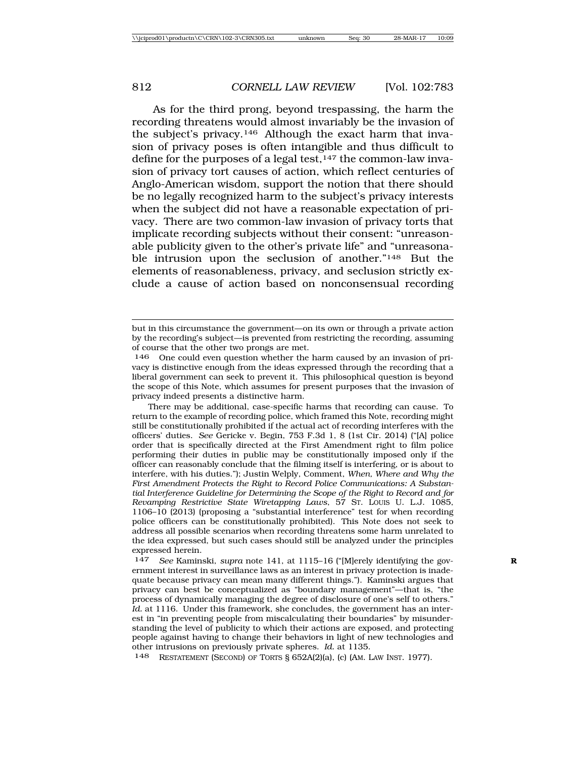As for the third prong, beyond trespassing, the harm the recording threatens would almost invariably be the invasion of the subject's privacy.[146] Although the exact harm that invasion of privacy poses is often intangible and thus difficult to define for the purposes of a legal test,[147] the common-law invasion of privacy tort causes of action, which reflect centuries of Anglo-American wisdom, support the notion that there should be no legally recognized harm to the subject's privacy interests when the subject did not have a reasonable expectation of privacy. There are two common-law invasion of privacy torts that implicate recording subjects without their consent: "unreasonable publicity given to the other's private life" and "unreasonable intrusion upon the seclusion of another."[148] But the elements of reasonableness, privacy, and seclusion strictly exclude a cause of action based on nonconsensual recording

---

but in this circumstance the government—on its own or through a private action by the recording's subject—is prevented from restricting the recording, assuming of course that the other two prongs are met.

146 One could even question whether the harm caused by an invasion of privacy is distinctive enough from the ideas expressed through the recording that a liberal government can seek to prevent it. This philosophical question is beyond the scope of this Note, which assumes for present purposes that the invasion of privacy indeed presents a distinctive harm.

There may be additional, case-specific harms that recording can cause. To return to the example of recording police, which framed this Note, recording might still be constitutionally prohibited if the actual act of recording interferes with the officers' duties. *See* Gericke v. Begin, 753 F.3d 1, 8 (1st Cir. 2014) ("[A] police order that is specifically directed at the First Amendment right to film police performing their duties in public may be constitutionally imposed only if the officer can reasonably conclude that the filming itself is interfering, or is about to interfere, with his duties."); Justin Welply, Comment, *When, Where and Why the First Amendment Protects the Right to Record Police Communications: A Substantial Interference Guideline for Determining the Scope of the Right to Record and for Revamping Restrictive State Wiretapping Laws*, 57 ST. LOUIS U. L.J. 1085, 1106–10 (2013) (proposing a "substantial interference" test for when recording police officers can be constitutionally prohibited). This Note does not seek to address all possible scenarios when recording threatens some harm unrelated to the idea expressed, but such cases should still be analyzed under the principles expressed herein.

147 *See* Kaminski, *supra* note 141, at 1115–16 ("[M]erely identifying the government interest in surveillance laws as an interest in privacy protection is inadequate because privacy can mean many different things."). Kaminski argues that privacy can best be conceptualized as "boundary management"—that is, "the process of dynamically managing the degree of disclosure of one's self to others." *Id.* at 1116. Under this framework, she concludes, the government has an interest "in preventing people from miscalculating their boundaries" by misunderstanding the level of publicity to which their actions are exposed, and protecting people against having to change their behaviors in light of new technologies and other intrusions on previously private spheres. *Id.* at 1135.

148 RESTATEMENT (SECOND) OF TORTS § 652A(2)(a), (c) (AM. LAW INST. 1977).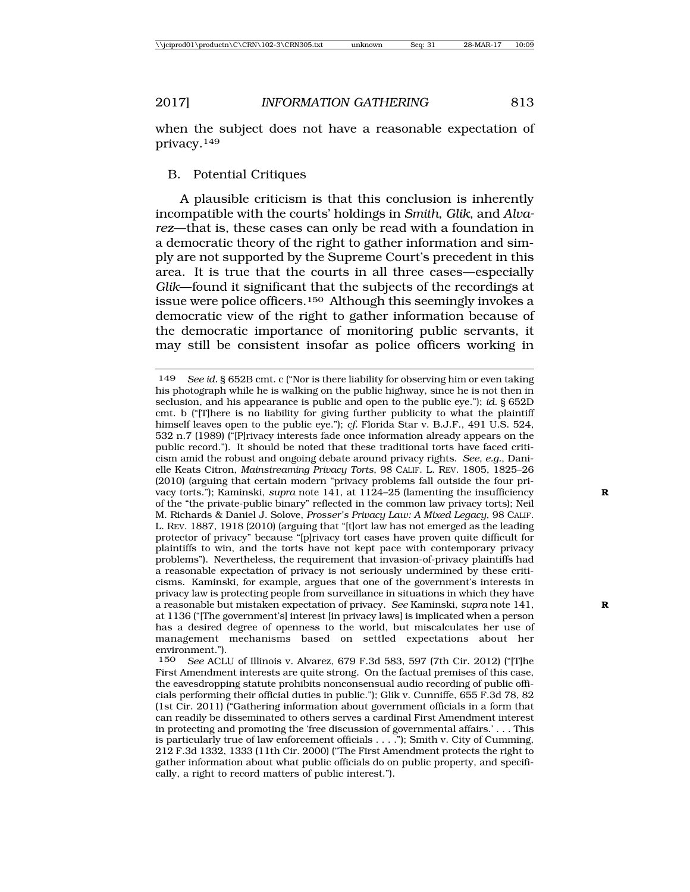when the subject does not have a reasonable expectation of privacy.[149]

## B. Potential Critiques

A plausible criticism is that this conclusion is inherently incompatible with the courts' holdings in *Smith*, *Glik*, and *Alvarez*—that is, these cases can only be read with a foundation in a democratic theory of the right to gather information and simply are not supported by the Supreme Court's precedent in this area. It is true that the courts in all three cases—especially *Glik*—found it significant that the subjects of the recordings at issue were police officers.[150] Although this seemingly invokes a democratic view of the right to gather information because of the democratic importance of monitoring public servants, it may still be consistent insofar as police officers working in

---

149 *See id.* § 652B cmt. c ("Nor is there liability for observing him or even taking his photograph while he is walking on the public highway, since he is not then in seclusion, and his appearance is public and open to the public eye."); *id.* § 652D cmt. b ("[T]here is no liability for giving further publicity to what the plaintiff himself leaves open to the public eye."); *cf.* Florida Star v. B.J.F., 491 U.S. 524, 532 n.7 (1989) ("[P]rivacy interests fade once information already appears on the public record."). It should be noted that these traditional torts have faced criticism amid the robust and ongoing debate around privacy rights. *See, e.g.*, Danielle Keats Citron, *Mainstreaming Privacy Torts*, 98 CALIF. L. REV. 1805, 1825–26 (2010) (arguing that certain modern "privacy problems fall outside the four privacy torts."); Kaminski, *supra* note 141, at 1124–25 (lamenting the insufficiency of the "the private-public binary" reflected in the common law privacy torts); Neil M. Richards & Daniel J. Solove, *Prosser's Privacy Law: A Mixed Legacy*, 98 CALIF. L. REV. 1887, 1918 (2010) (arguing that "[t]ort law has not emerged as the leading protector of privacy" because "[p]rivacy tort cases have proven quite difficult for plaintiffs to win, and the torts have not kept pace with contemporary privacy problems"). Nevertheless, the requirement that invasion-of-privacy plaintiffs had a reasonable expectation of privacy is not seriously undermined by these criticisms. Kaminski, for example, argues that one of the government's interests in privacy law is protecting people from surveillance in situations in which they have a reasonable but mistaken expectation of privacy. *See* Kaminski, *supra* note 141, at 1136 ("[The government's] interest [in privacy laws] is implicated when a person has a desired degree of openness to the world, but miscalculates her use of management mechanisms based on settled expectations about her environment.").

150 *See* ACLU of Illinois v. Alvarez, 679 F.3d 583, 597 (7th Cir. 2012) ("[T]he First Amendment interests are quite strong. On the factual premises of this case, the eavesdropping statute prohibits nonconsensual audio recording of public officials performing their official duties in public."); Glik v. Cunniffe, 655 F.3d 78, 82 (1st Cir. 2011) ("Gathering information about government officials in a form that can readily be disseminated to others serves a cardinal First Amendment interest in protecting and promoting the 'free discussion of governmental affairs.' . . . This is particularly true of law enforcement officials . . . ."); Smith v. City of Cumming, 212 F.3d 1332, 1333 (11th Cir. 2000) ("The First Amendment protects the right to gather information about what public officials do on public property, and specifically, a right to record matters of public interest.").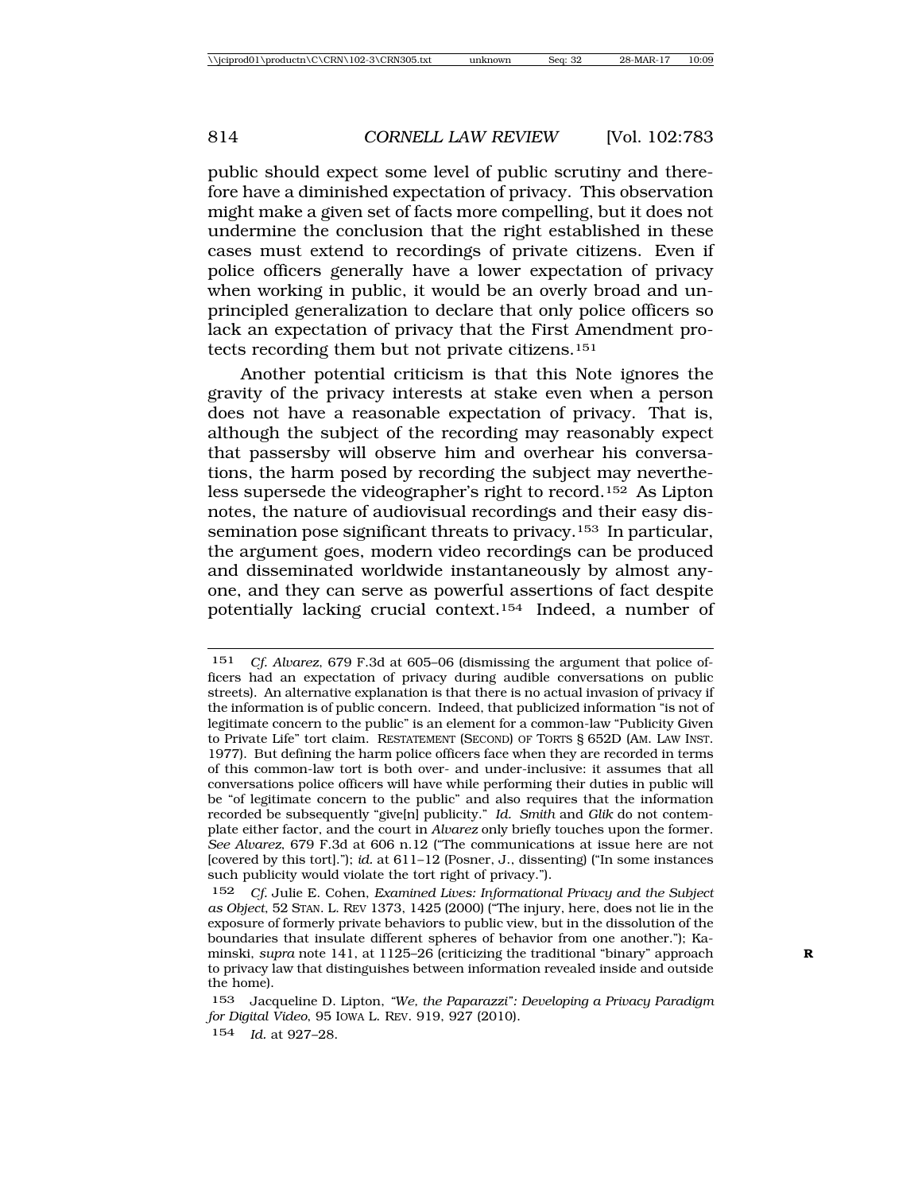public should expect some level of public scrutiny and therefore have a diminished expectation of privacy. This observation might make a given set of facts more compelling, but it does not undermine the conclusion that the right established in these cases must extend to recordings of private citizens. Even if police officers generally have a lower expectation of privacy when working in public, it would be an overly broad and unprincipled generalization to declare that only police officers so lack an expectation of privacy that the First Amendment protects recording them but not private citizens.[151]

Another potential criticism is that this Note ignores the gravity of the privacy interests at stake even when a person does not have a reasonable expectation of privacy. That is, although the subject of the recording may reasonably expect that passersby will observe him and overhear his conversations, the harm posed by recording the subject may nevertheless supersede the videographer's right to record.[152] As Lipton notes, the nature of audiovisual recordings and their easy dissemination pose significant threats to privacy.[153] In particular, the argument goes, modern video recordings can be produced and disseminated worldwide instantaneously by almost anyone, and they can serve as powerful assertions of fact despite potentially lacking crucial context.[154] Indeed, a number of

---

151 *Cf. Alvarez*, 679 F.3d at 605–06 (dismissing the argument that police officers had an expectation of privacy during audible conversations on public streets). An alternative explanation is that there is no actual invasion of privacy if the information is of public concern. Indeed, that publicized information "is not of legitimate concern to the public" is an element for a common-law "Publicity Given to Private Life" tort claim. RESTATEMENT (SECOND) OF TORTS § 652D (AM. LAW INST. 1977). But defining the harm police officers face when they are recorded in terms of this common-law tort is both over- and under-inclusive: it assumes that all conversations police officers will have while performing their duties in public will be "of legitimate concern to the public" and also requires that the information recorded be subsequently "give[n] publicity." *Id. Smith* and *Glik* do not contemplate either factor, and the court in *Alvarez* only briefly touches upon the former. *See Alvarez*, 679 F.3d at 606 n.12 ("The communications at issue here are not [covered by this tort]."); *id.* at 611–12 (Posner, J., dissenting) ("In some instances such publicity would violate the tort right of privacy.").

152 *Cf.* Julie E. Cohen, *Examined Lives: Informational Privacy and the Subject as Object*, 52 STAN. L. REV 1373, 1425 (2000) ("The injury, here, does not lie in the exposure of formerly private behaviors to public view, but in the dissolution of the boundaries that insulate different spheres of behavior from one another."); Kaminski, *supra* note 141, at 1125–26 (criticizing the traditional "binary" approach to privacy law that distinguishes between information revealed inside and outside the home).

153 Jacqueline D. Lipton, *"We, the Paparazzi": Developing a Privacy Paradigm for Digital Video*, 95 IOWA L. REV. 919, 927 (2010).

154 *Id.* at 927–28.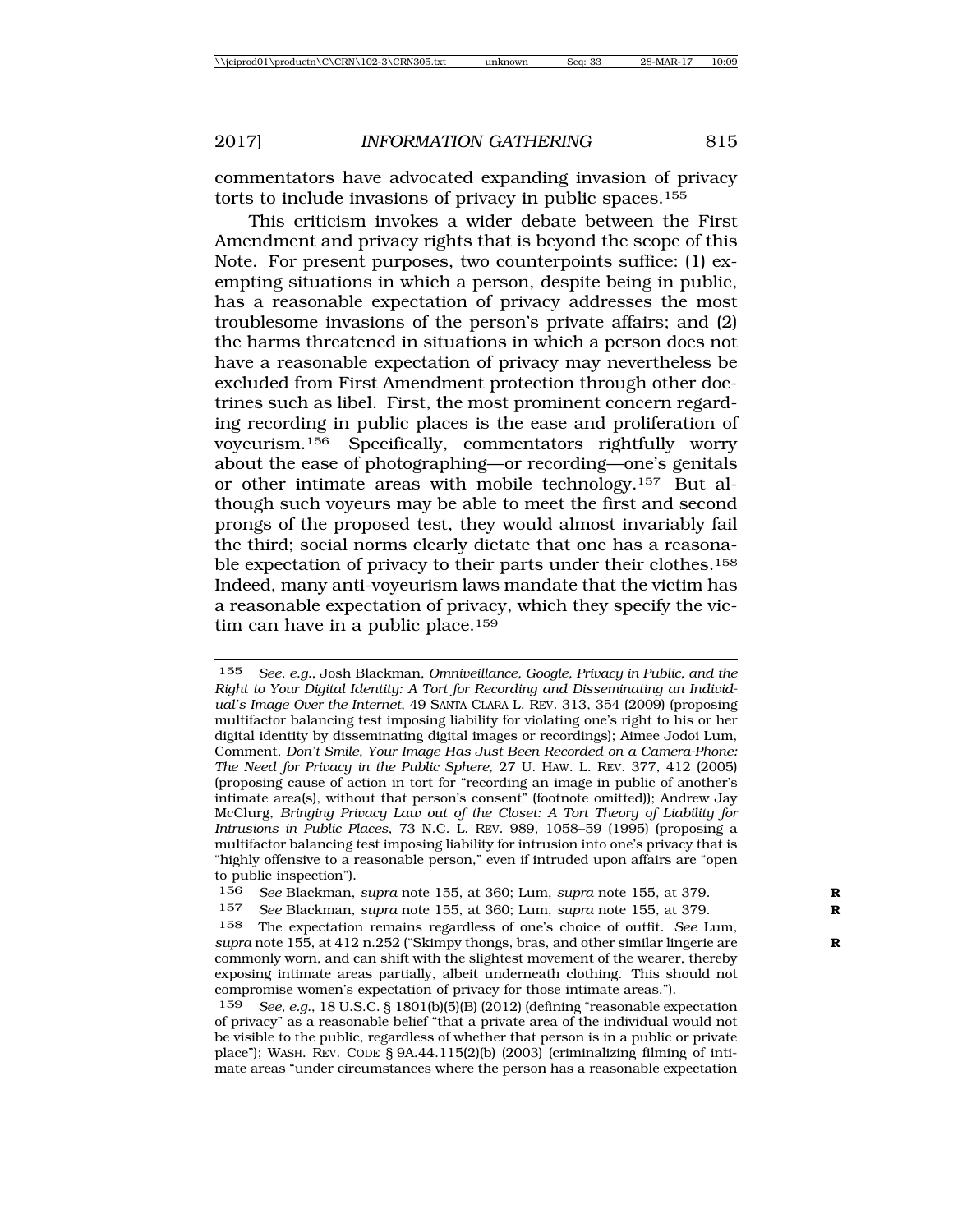commentators have advocated expanding invasion of privacy torts to include invasions of privacy in public spaces.[155]

This criticism invokes a wider debate between the First Amendment and privacy rights that is beyond the scope of this Note. For present purposes, two counterpoints suffice: (1) exempting situations in which a person, despite being in public, has a reasonable expectation of privacy addresses the most troublesome invasions of the person's private affairs; and (2) the harms threatened in situations in which a person does not have a reasonable expectation of privacy may nevertheless be excluded from First Amendment protection through other doctrines such as libel. First, the most prominent concern regarding recording in public places is the ease and proliferation of voyeurism.[156] Specifically, commentators rightfully worry about the ease of photographing—or recording—one's genitals or other intimate areas with mobile technology.[157] But although such voyeurs may be able to meet the first and second prongs of the proposed test, they would almost invariably fail the third; social norms clearly dictate that one has a reasonable expectation of privacy to their parts under their clothes.[158] Indeed, many anti-voyeurism laws mandate that the victim has a reasonable expectation of privacy, which they specify the victim can have in a public place.[159]

---

155 *See, e.g.*, Josh Blackman, *Omniveillance, Google, Privacy in Public, and the Right to Your Digital Identity: A Tort for Recording and Disseminating an Individual's Image Over the Internet*, 49 SANTA CLARA L. REV. 313, 354 (2009) (proposing multifactor balancing test imposing liability for violating one's right to his or her digital identity by disseminating digital images or recordings); Aimee Jodoi Lum, Comment, *Don't Smile, Your Image Has Just Been Recorded on a Camera-Phone: The Need for Privacy in the Public Sphere*, 27 U. HAW. L. REV. 377, 412 (2005) (proposing cause of action in tort for "recording an image in public of another's intimate area(s), without that person's consent" (footnote omitted)); Andrew Jay McClurg, *Bringing Privacy Law out of the Closet: A Tort Theory of Liability for Intrusions in Public Places*, 73 N.C. L. REV. 989, 1058–59 (1995) (proposing a multifactor balancing test imposing liability for intrusion into one's privacy that is "highly offensive to a reasonable person," even if intruded upon affairs are "open to public inspection").

156 *See* Blackman, *supra* note 155, at 360; Lum, *supra* note 155, at 379.

157 *See* Blackman, *supra* note 155, at 360; Lum, *supra* note 155, at 379.

158 The expectation remains regardless of one's choice of outfit. *See* Lum, *supra* note 155, at 412 n.252 ("Skimpy thongs, bras, and other similar lingerie are commonly worn, and can shift with the slightest movement of the wearer, thereby exposing intimate areas partially, albeit underneath clothing. This should not compromise women's expectation of privacy for those intimate areas.").

159 *See, e.g.*, 18 U.S.C. § 1801(b)(5)(B) (2012) (defining "reasonable expectation of privacy" as a reasonable belief "that a private area of the individual would not be visible to the public, regardless of whether that person is in a public or private place"); WASH. REV. CODE § 9A.44.115(2)(b) (2003) (criminalizing filming of intimate areas "under circumstances where the person has a reasonable expectation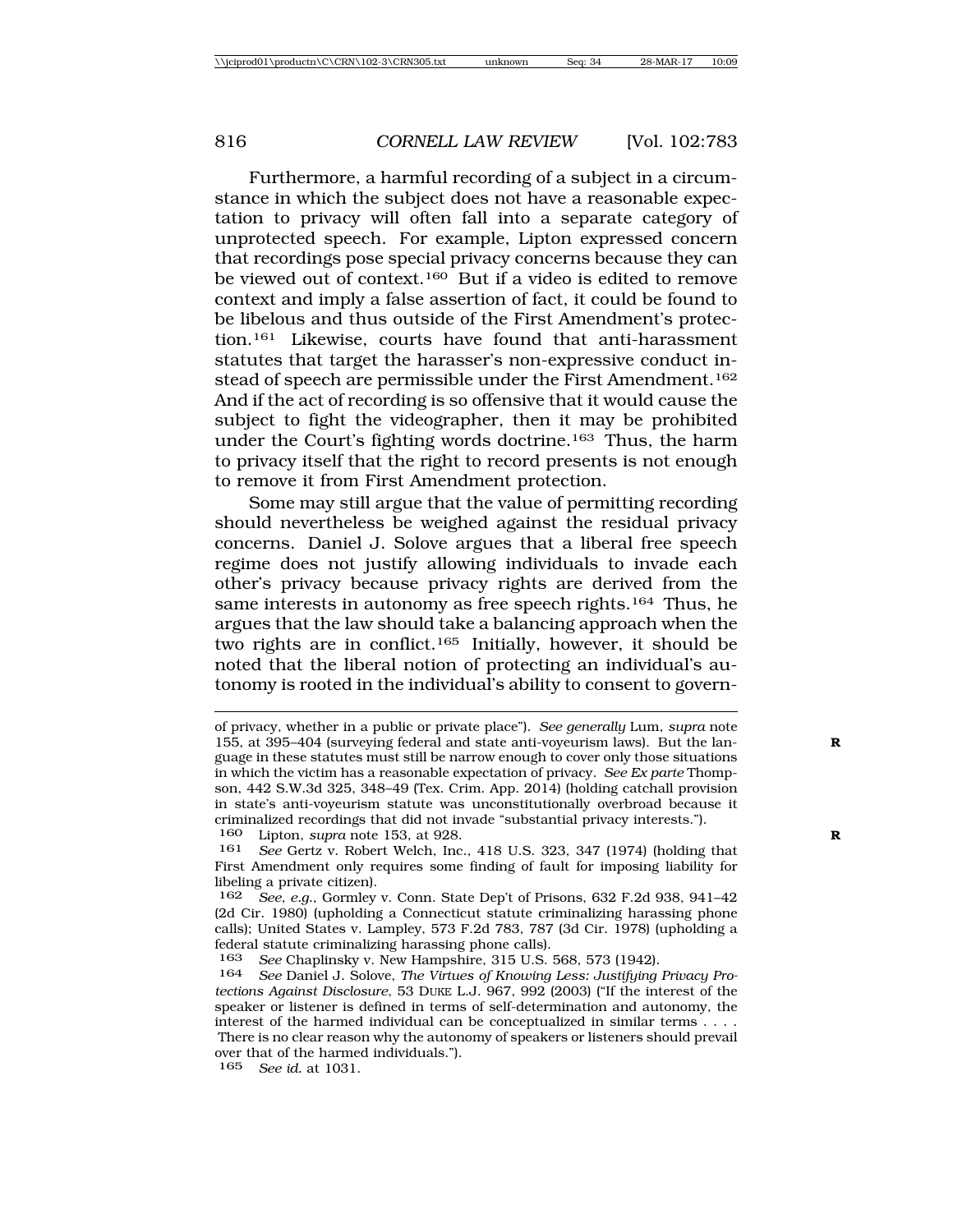Furthermore, a harmful recording of a subject in a circumstance in which the subject does not have a reasonable expectation to privacy will often fall into a separate category of unprotected speech. For example, Lipton expressed concern that recordings pose special privacy concerns because they can be viewed out of context.[160] But if a video is edited to remove context and imply a false assertion of fact, it could be found to be libelous and thus outside of the First Amendment's protection.[161] Likewise, courts have found that anti-harassment statutes that target the harasser's non-expressive conduct instead of speech are permissible under the First Amendment.[162] And if the act of recording is so offensive that it would cause the subject to fight the videographer, then it may be prohibited under the Court's fighting words doctrine.[163] Thus, the harm to privacy itself that the right to record presents is not enough to remove it from First Amendment protection.

Some may still argue that the value of permitting recording should nevertheless be weighed against the residual privacy concerns. Daniel J. Solove argues that a liberal free speech regime does not justify allowing individuals to invade each other's privacy because privacy rights are derived from the same interests in autonomy as free speech rights.[164] Thus, he argues that the law should take a balancing approach when the two rights are in conflict.[165] Initially, however, it should be noted that the liberal notion of protecting an individual's autonomy is rooted in the individual's ability to consent to govern-

---

of privacy, whether in a public or private place"). *See generally* Lum, *supra* note 155, at 395–404 (surveying federal and state anti-voyeurism laws). But the language in these statutes must still be narrow enough to cover only those situations in which the victim has a reasonable expectation of privacy. *See Ex parte* Thompson, 442 S.W.3d 325, 348–49 (Tex. Crim. App. 2014) (holding catchall provision in state's anti-voyeurism statute was unconstitutionally overbroad because it criminalized recordings that did not invade "substantial privacy interests.").

160 Lipton, *supra* note 153, at 928.

161 *See* Gertz v. Robert Welch, Inc., 418 U.S. 323, 347 (1974) (holding that First Amendment only requires some finding of fault for imposing liability for libeling a private citizen).

162 *See, e.g.*, Gormley v. Conn. State Dep't of Prisons, 632 F.2d 938, 941–42 (2d Cir. 1980) (upholding a Connecticut statute criminalizing harassing phone calls); United States v. Lampley, 573 F.2d 783, 787 (3d Cir. 1978) (upholding a federal statute criminalizing harassing phone calls).

163 *See* Chaplinsky v. New Hampshire, 315 U.S. 568, 573 (1942).

164 *See* Daniel J. Solove, *The Virtues of Knowing Less: Justifying Privacy Protections Against Disclosure*, 53 DUKE L.J. 967, 992 (2003) ("If the interest of the speaker or listener is defined in terms of self-determination and autonomy, the interest of the harmed individual can be conceptualized in similar terms . . . . There is no clear reason why the autonomy of speakers or listeners should prevail over that of the harmed individuals.").

165 *See id.* at 1031.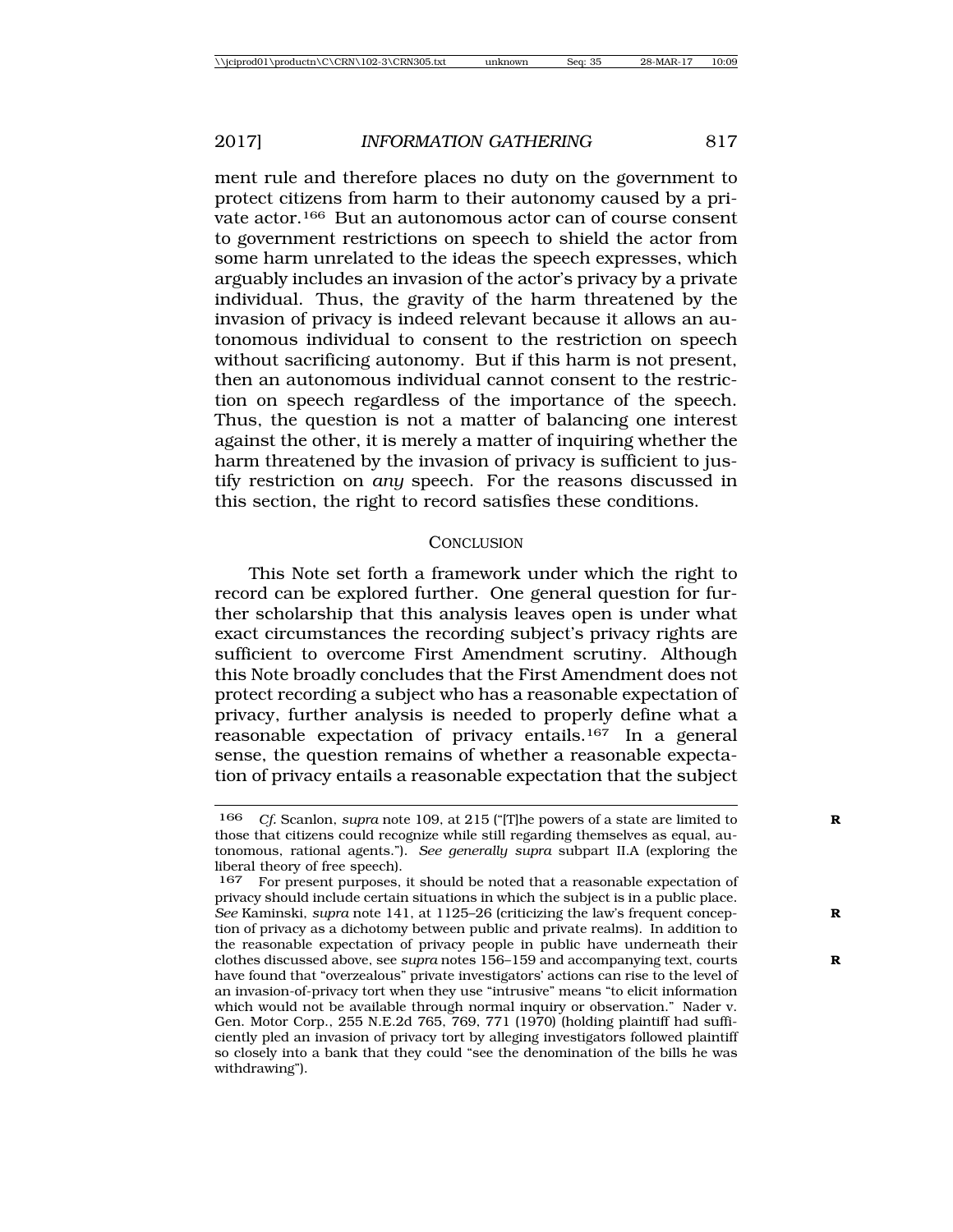ment rule and therefore places no duty on the government to protect citizens from harm to their autonomy caused by a private actor.[166] But an autonomous actor can of course consent to government restrictions on speech to shield the actor from some harm unrelated to the ideas the speech expresses, which arguably includes an invasion of the actor's privacy by a private individual. Thus, the gravity of the harm threatened by the invasion of privacy is indeed relevant because it allows an autonomous individual to consent to the restriction on speech without sacrificing autonomy. But if this harm is not present, then an autonomous individual cannot consent to the restriction on speech regardless of the importance of the speech. Thus, the question is not a matter of balancing one interest against the other, it is merely a matter of inquiring whether the harm threatened by the invasion of privacy is sufficient to justify restriction on *any* speech. For the reasons discussed in this section, the right to record satisfies these conditions.

## CONCLUSION

This Note set forth a framework under which the right to record can be explored further. One general question for further scholarship that this analysis leaves open is under what exact circumstances the recording subject's privacy rights are sufficient to overcome First Amendment scrutiny. Although this Note broadly concludes that the First Amendment does not protect recording a subject who has a reasonable expectation of privacy, further analysis is needed to properly define what a reasonable expectation of privacy entails.[167] In a general sense, the question remains of whether a reasonable expectation of privacy entails a reasonable expectation that the subject

---

166 *Cf.* Scanlon, *supra* note 109, at 215 ("[T]he powers of a state are limited to those that citizens could recognize while still regarding themselves as equal, autonomous, rational agents."). *See generally supra* subpart II.A (exploring the liberal theory of free speech).

167 For present purposes, it should be noted that a reasonable expectation of privacy should include certain situations in which the subject is in a public place. *See* Kaminski, *supra* note 141, at 1125–26 (criticizing the law's frequent conception of privacy as a dichotomy between public and private realms). In addition to the reasonable expectation of privacy people in public have underneath their clothes discussed above, see *supra* notes 156–159 and accompanying text, courts have found that "overzealous" private investigators' actions can rise to the level of an invasion-of-privacy tort when they use "intrusive" means "to elicit information which would not be available through normal inquiry or observation." Nader v. Gen. Motor Corp., 255 N.E.2d 765, 769, 771 (1970) (holding plaintiff had sufficiently pled an invasion of privacy tort by alleging investigators followed plaintiff so closely into a bank that they could "see the denomination of the bills he was withdrawing").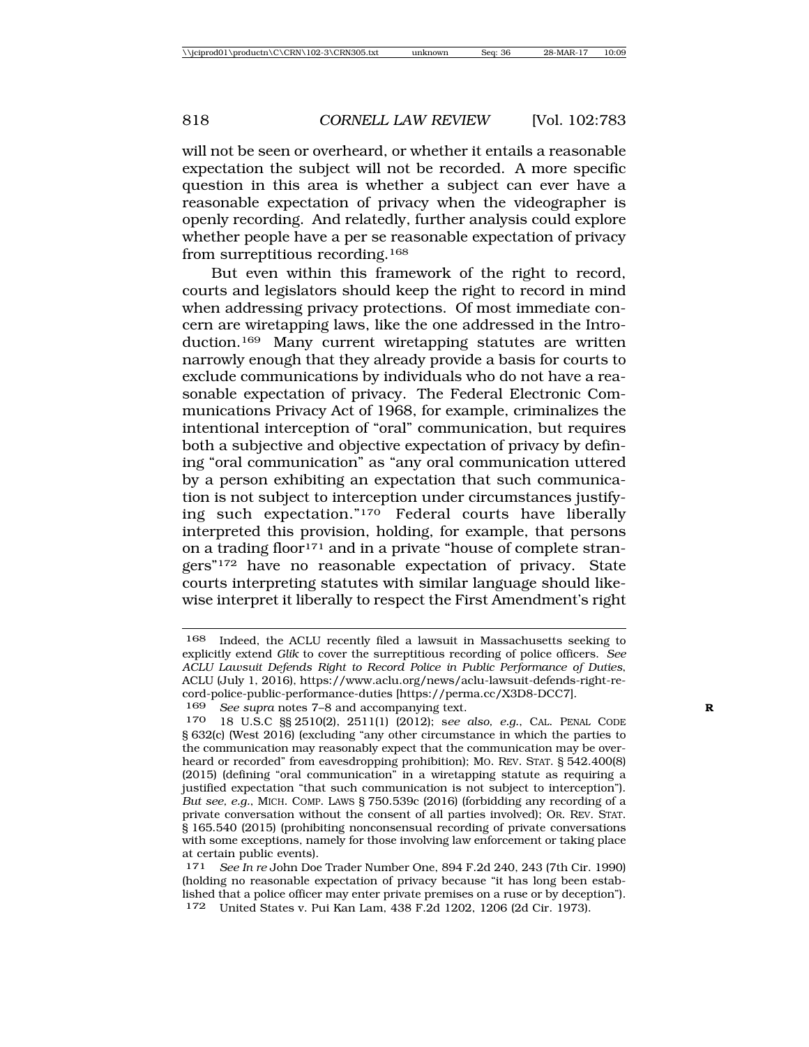will not be seen or overheard, or whether it entails a reasonable expectation the subject will not be recorded. A more specific question in this area is whether a subject can ever have a reasonable expectation of privacy when the videographer is openly recording. And relatedly, further analysis could explore whether people have a per se reasonable expectation of privacy from surreptitious recording.[168]

But even within this framework of the right to record, courts and legislators should keep the right to record in mind when addressing privacy protections. Of most immediate concern are wiretapping laws, like the one addressed in the Introduction.[169] Many current wiretapping statutes are written narrowly enough that they already provide a basis for courts to exclude communications by individuals who do not have a reasonable expectation of privacy. The Federal Electronic Communications Privacy Act of 1968, for example, criminalizes the intentional interception of "oral" communication, but requires both a subjective and objective expectation of privacy by defining "oral communication" as "any oral communication uttered by a person exhibiting an expectation that such communication is not subject to interception under circumstances justifying such expectation."[170] Federal courts have liberally interpreted this provision, holding, for example, that persons on a trading floor[171] and in a private "house of complete strangers"[172] have no reasonable expectation of privacy. State courts interpreting statutes with similar language should likewise interpret it liberally to respect the First Amendment's right

---

168 Indeed, the ACLU recently filed a lawsuit in Massachusetts seeking to explicitly extend *Glik* to cover the surreptitious recording of police officers. *See ACLU Lawsuit Defends Right to Record Police in Public Performance of Duties*, ACLU (July 1, 2016), https://www.aclu.org/news/aclu-lawsuit-defends-right-record-police-public-performance-duties [https://perma.cc/X3D8-DCC7].

169 *See supra* notes 7–8 and accompanying text.

170 18 U.S.C §§ 2510(2), 2511(1) (2012); s*ee also, e.g.*, CAL. PENAL CODE § 632(c) (West 2016) (excluding "any other circumstance in which the parties to the communication may reasonably expect that the communication may be overheard or recorded" from eavesdropping prohibition); MO. REV. STAT. § 542.400(8) (2015) (defining "oral communication" in a wiretapping statute as requiring a justified expectation "that such communication is not subject to interception"). *But see, e.g.*, MICH. COMP. LAWS § 750.539c (2016) (forbidding any recording of a private conversation without the consent of all parties involved); OR. REV. STAT. § 165.540 (2015) (prohibiting nonconsensual recording of private conversations with some exceptions, namely for those involving law enforcement or taking place at certain public events).

171 *See In re* John Doe Trader Number One, 894 F.2d 240, 243 (7th Cir. 1990) (holding no reasonable expectation of privacy because "it has long been established that a police officer may enter private premises on a ruse or by deception").

172 United States v. Pui Kan Lam, 438 F.2d 1202, 1206 (2d Cir. 1973).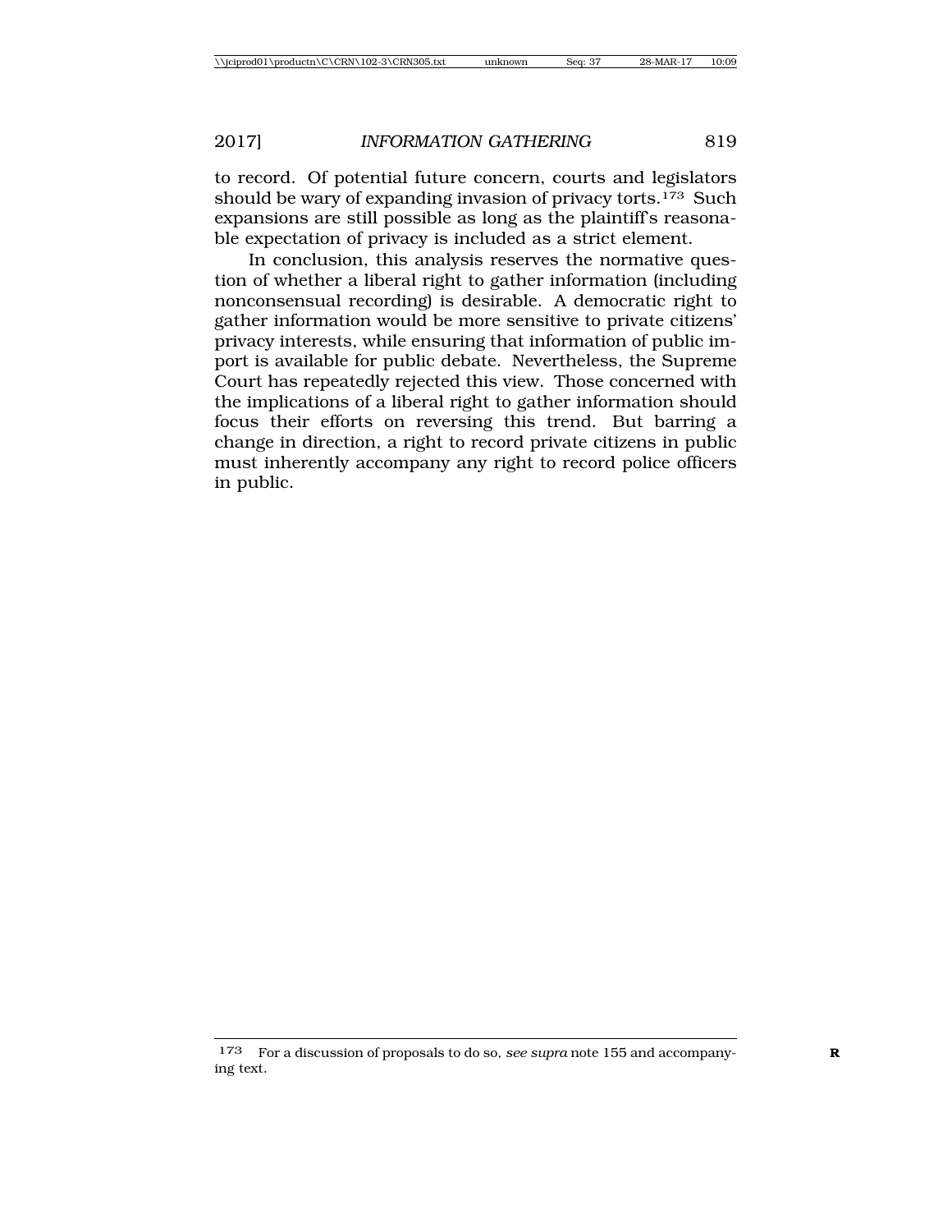to record. Of potential future concern, courts and legislators should be wary of expanding invasion of privacy torts.[173] Such expansions are still possible as long as the plaintiff's reasonable expectation of privacy is included as a strict element.

In conclusion, this analysis reserves the normative question of whether a liberal right to gather information (including nonconsensual recording) is desirable. A democratic right to gather information would be more sensitive to private citizens' privacy interests, while ensuring that information of public import is available for public debate. Nevertheless, the Supreme Court has repeatedly rejected this view. Those concerned with the implications of a liberal right to gather information should focus their efforts on reversing this trend. But barring a change in direction, a right to record private citizens in public must inherently accompany any right to record police officers in public.

---

[173] For a discussion of proposals to do so, *see supra* note 155 and accompanying text.